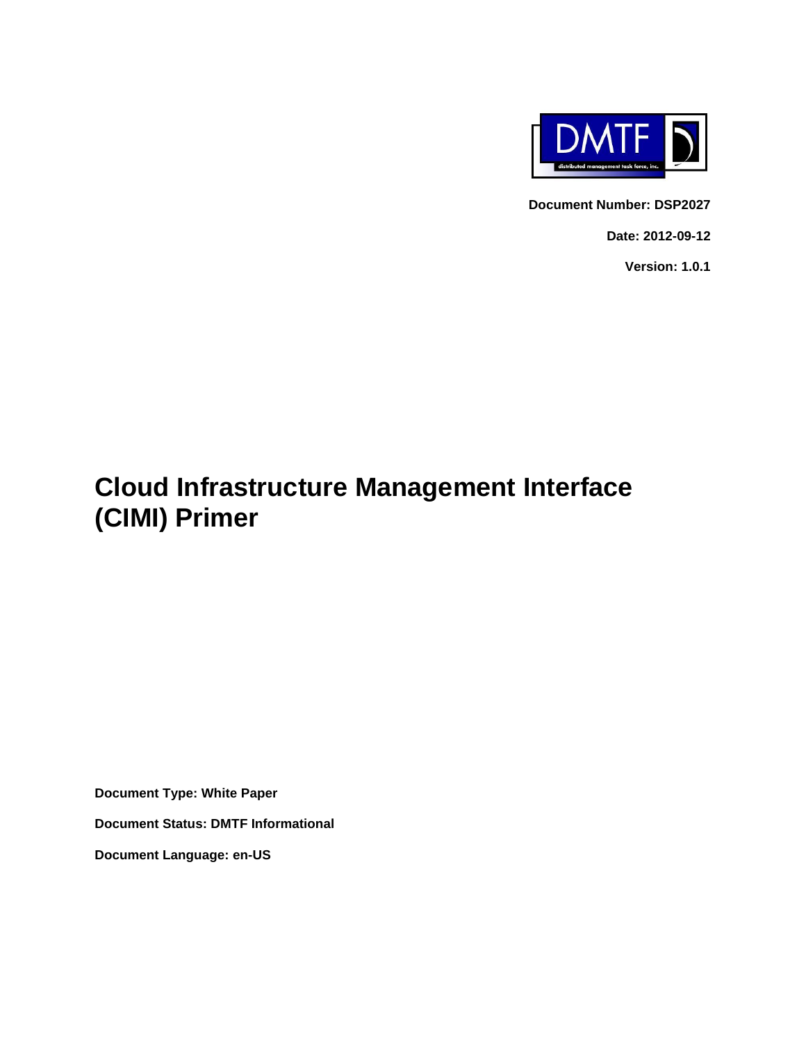Document Number: DSP2027

Date: 2012-09-12

Version: 1.0.1

# Cloud Infrastructure Management Interface (CIMI) Primer

**Document Type: White Paper**

**Document Status: DMTF Informational**

**Document Language: en-US**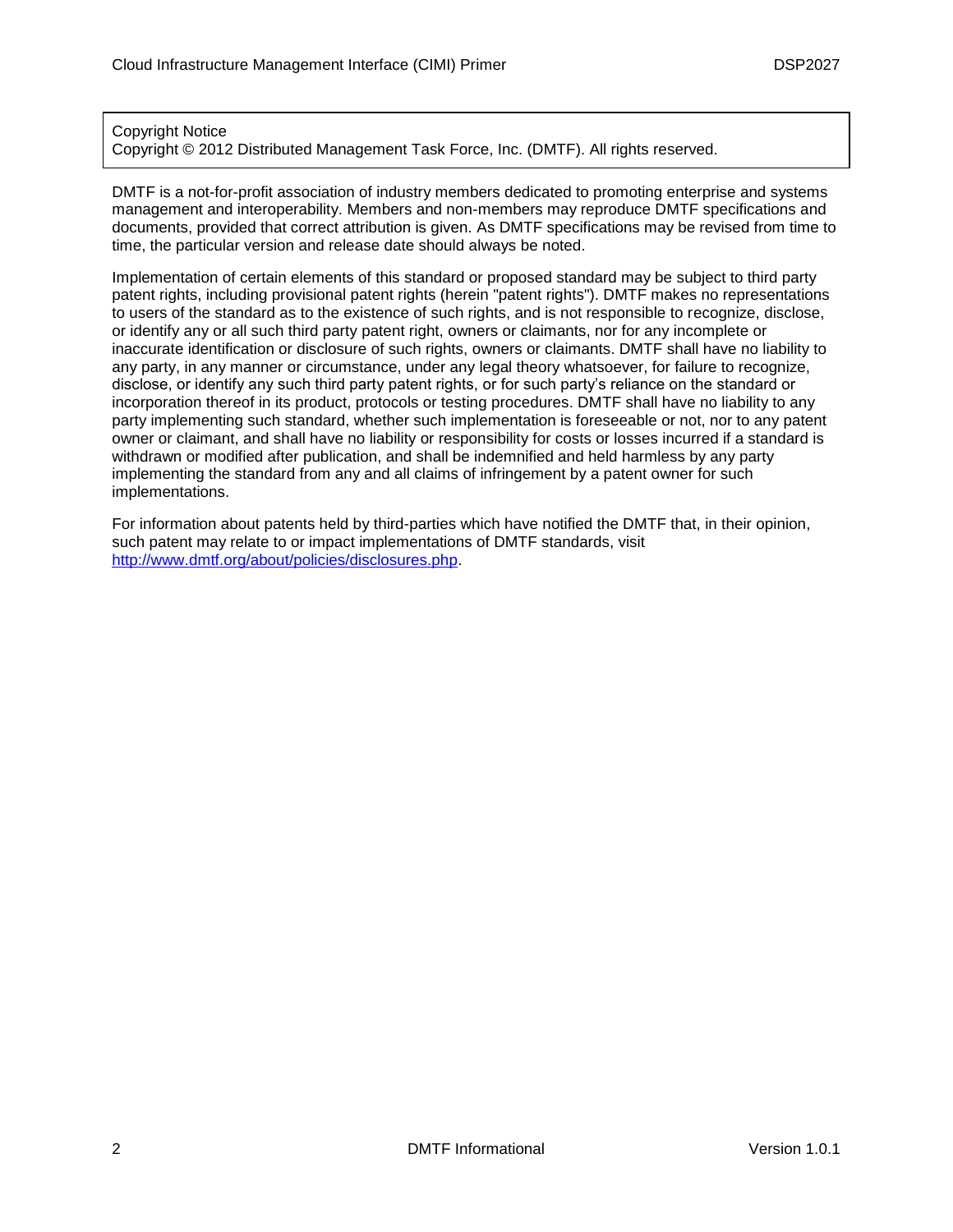Copyright Notice
Copyright © 2012 Distributed Management Task Force, Inc. (DMTF). All rights reserved.

DMTF is a not-for-profit association of industry members dedicated to promoting enterprise and systems management and interoperability. Members and non-members may reproduce DMTF specifications and documents, provided that correct attribution is given. As DMTF specifications may be revised from time to time, the particular version and release date should always be noted.

Implementation of certain elements of this standard or proposed standard may be subject to third party patent rights, including provisional patent rights (herein "patent rights"). DMTF makes no representations to users of the standard as to the existence of such rights, and is not responsible to recognize, disclose, or identify any or all such third party patent right, owners or claimants, nor for any incomplete or inaccurate identification or disclosure of such rights, owners or claimants. DMTF shall have no liability to any party, in any manner or circumstance, under any legal theory whatsoever, for failure to recognize, disclose, or identify any such third party patent rights, or for such party's reliance on the standard or incorporation thereof in its product, protocols or testing procedures. DMTF shall have no liability to any party implementing such standard, whether such implementation is foreseeable or not, nor to any patent owner or claimant, and shall have no liability or responsibility for costs or losses incurred if a standard is withdrawn or modified after publication, and shall be indemnified and held harmless by any party implementing the standard from any and all claims of infringement by a patent owner for such implementations.

For information about patents held by third-parties which have notified the DMTF that, in their opinion, such patent may relate to or impact implementations of DMTF standards, visit http://www.dmtf.org/about/policies/disclosures.php.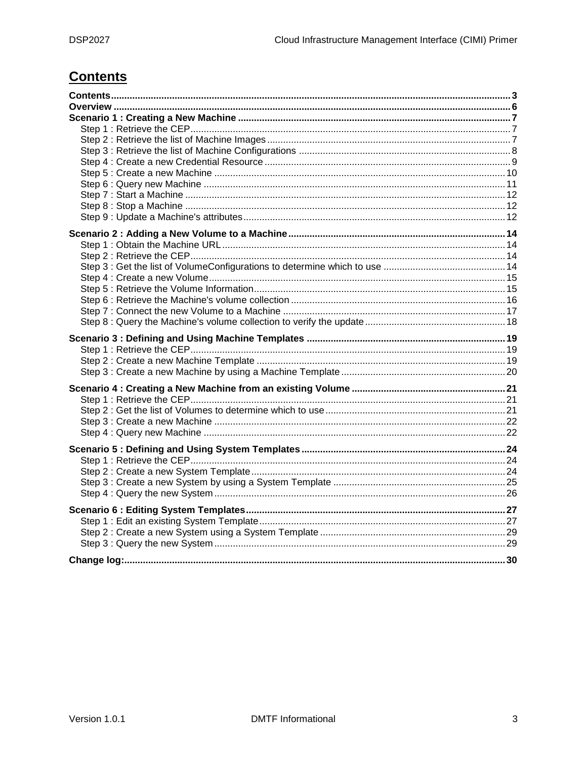# Contents

**Contents** ..... **3**
**Overview** ..... **6**
**Scenario 1 : Creating a New Machine** ..... **7**
- Step 1 : Retrieve the CEP ..... 7
- Step 2 : Retrieve the list of Machine Images ..... 7
- Step 3 : Retrieve the list of Machine Configurations ..... 8
- Step 4 : Create a new Credential Resource ..... 9
- Step 5 : Create a new Machine ..... 10
- Step 6 : Query new Machine ..... 11
- Step 7 : Start a Machine ..... 12
- Step 8 : Stop a Machine ..... 12
- Step 9 : Update a Machine's attributes ..... 12

**Scenario 2 : Adding a New Volume to a Machine** ..... **14**
- Step 1 : Obtain the Machine URL ..... 14
- Step 2 : Retrieve the CEP ..... 14
- Step 3 : Get the list of VolumeConfigurations to determine which to use ..... 14
- Step 4 : Create a new Volume ..... 15
- Step 5 : Retrieve the Volume Information ..... 15
- Step 6 : Retrieve the Machine's volume collection ..... 16
- Step 7 : Connect the new Volume to a Machine ..... 17
- Step 8 : Query the Machine's volume collection to verify the update ..... 18

**Scenario 3 : Defining and Using Machine Templates** ..... **19**
- Step 1 : Retrieve the CEP ..... 19
- Step 2 : Create a new Machine Template ..... 19
- Step 3 : Create a new Machine by using a Machine Template ..... 20

**Scenario 4 : Creating a New Machine from an existing Volume** ..... **21**
- Step 1 : Retrieve the CEP ..... 21
- Step 2 : Get the list of Volumes to determine which to use ..... 21
- Step 3 : Create a new Machine ..... 22
- Step 4 : Query new Machine ..... 22

**Scenario 5 : Defining and Using System Templates** ..... **24**
- Step 1 : Retrieve the CEP ..... 24
- Step 2 : Create a new System Template ..... 24
- Step 3 : Create a new System by using a System Template ..... 25
- Step 4 : Query the new System ..... 26

**Scenario 6 : Editing System Templates** ..... **27**
- Step 1 : Edit an existing System Template ..... 27
- Step 2 : Create a new System using a System Template ..... 29
- Step 3 : Query the new System ..... 29

**Change log:** ..... **30**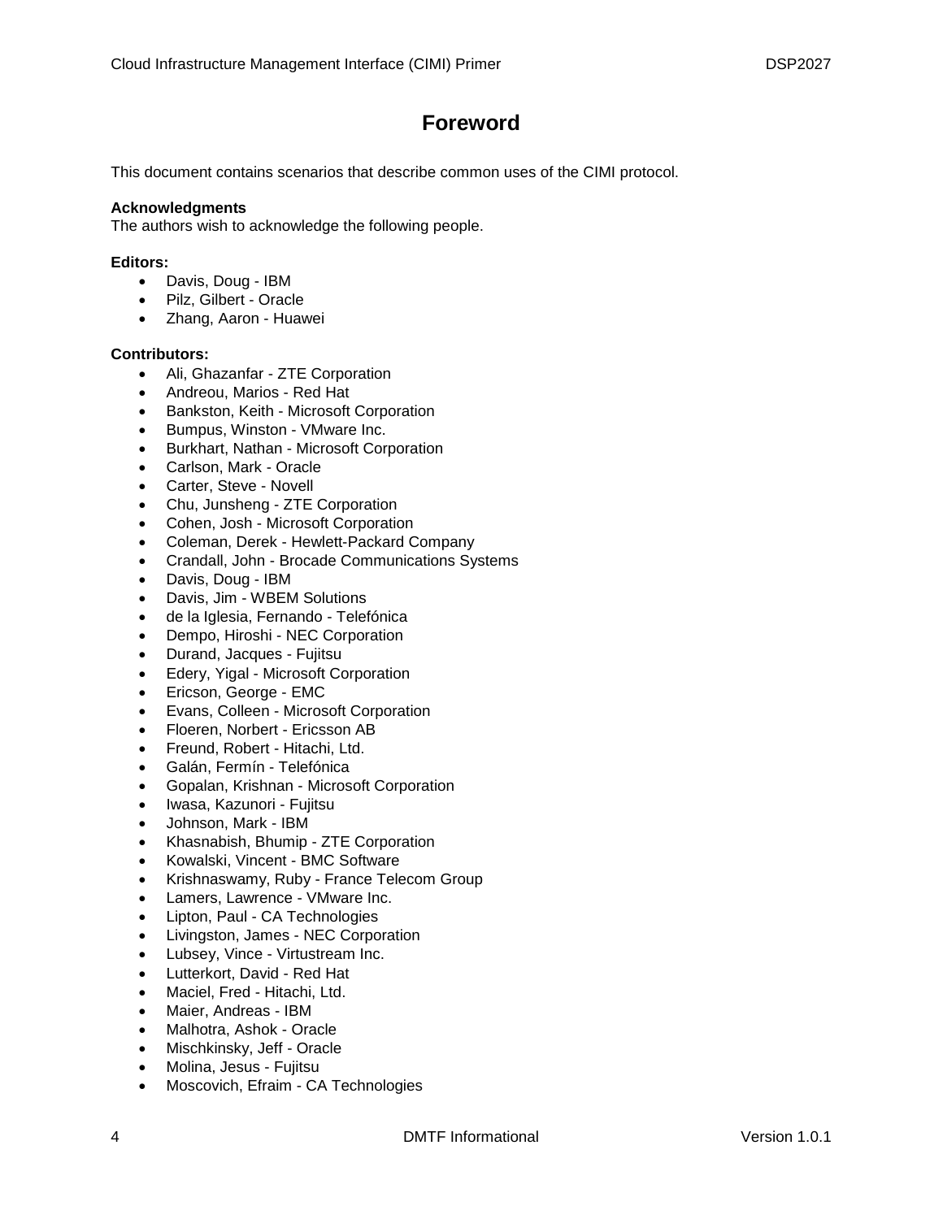# Foreword

This document contains scenarios that describe common uses of the CIMI protocol.

**Acknowledgments**
The authors wish to acknowledge the following people.

**Editors:**

- Davis, Doug - IBM
- Pilz, Gilbert - Oracle
- Zhang, Aaron - Huawei

**Contributors:**

- Ali, Ghazanfar - ZTE Corporation
- Andreou, Marios - Red Hat
- Bankston, Keith - Microsoft Corporation
- Bumpus, Winston - VMware Inc.
- Burkhart, Nathan - Microsoft Corporation
- Carlson, Mark - Oracle
- Carter, Steve - Novell
- Chu, Junsheng - ZTE Corporation
- Cohen, Josh - Microsoft Corporation
- Coleman, Derek - Hewlett-Packard Company
- Crandall, John - Brocade Communications Systems
- Davis, Doug - IBM
- Davis, Jim - WBEM Solutions
- de la Iglesia, Fernando - Telefónica
- Dempo, Hiroshi - NEC Corporation
- Durand, Jacques - Fujitsu
- Edery, Yigal - Microsoft Corporation
- Ericson, George - EMC
- Evans, Colleen - Microsoft Corporation
- Floeren, Norbert - Ericsson AB
- Freund, Robert - Hitachi, Ltd.
- Galán, Fermín - Telefónica
- Gopalan, Krishnan - Microsoft Corporation
- Iwasa, Kazunori - Fujitsu
- Johnson, Mark - IBM
- Khasnabish, Bhumip - ZTE Corporation
- Kowalski, Vincent - BMC Software
- Krishnaswamy, Ruby - France Telecom Group
- Lamers, Lawrence - VMware Inc.
- Lipton, Paul - CA Technologies
- Livingston, James - NEC Corporation
- Lubsey, Vince - Virtustream Inc.
- Lutterkort, David - Red Hat
- Maciel, Fred - Hitachi, Ltd.
- Maier, Andreas - IBM
- Malhotra, Ashok - Oracle
- Mischkinsky, Jeff - Oracle
- Molina, Jesus - Fujitsu
- Moscovich, Efraim - CA Technologies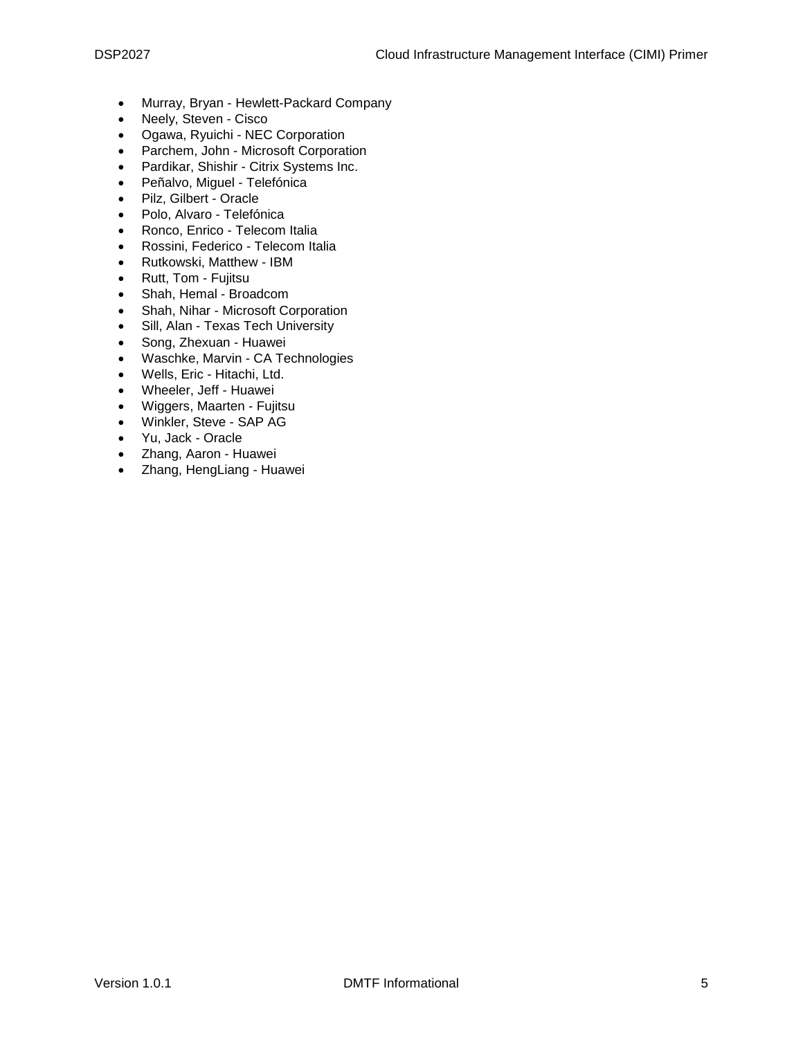- Murray, Bryan - Hewlett-Packard Company
- Neely, Steven - Cisco
- Ogawa, Ryuichi - NEC Corporation
- Parchem, John - Microsoft Corporation
- Pardikar, Shishir - Citrix Systems Inc.
- Peñalvo, Miguel - Telefónica
- Pilz, Gilbert - Oracle
- Polo, Alvaro - Telefónica
- Ronco, Enrico - Telecom Italia
- Rossini, Federico - Telecom Italia
- Rutkowski, Matthew - IBM
- Rutt, Tom - Fujitsu
- Shah, Hemal - Broadcom
- Shah, Nihar - Microsoft Corporation
- Sill, Alan - Texas Tech University
- Song, Zhexuan - Huawei
- Waschke, Marvin - CA Technologies
- Wells, Eric - Hitachi, Ltd.
- Wheeler, Jeff - Huawei
- Wiggers, Maarten - Fujitsu
- Winkler, Steve - SAP AG
- Yu, Jack - Oracle
- Zhang, Aaron - Huawei
- Zhang, HengLiang - Huawei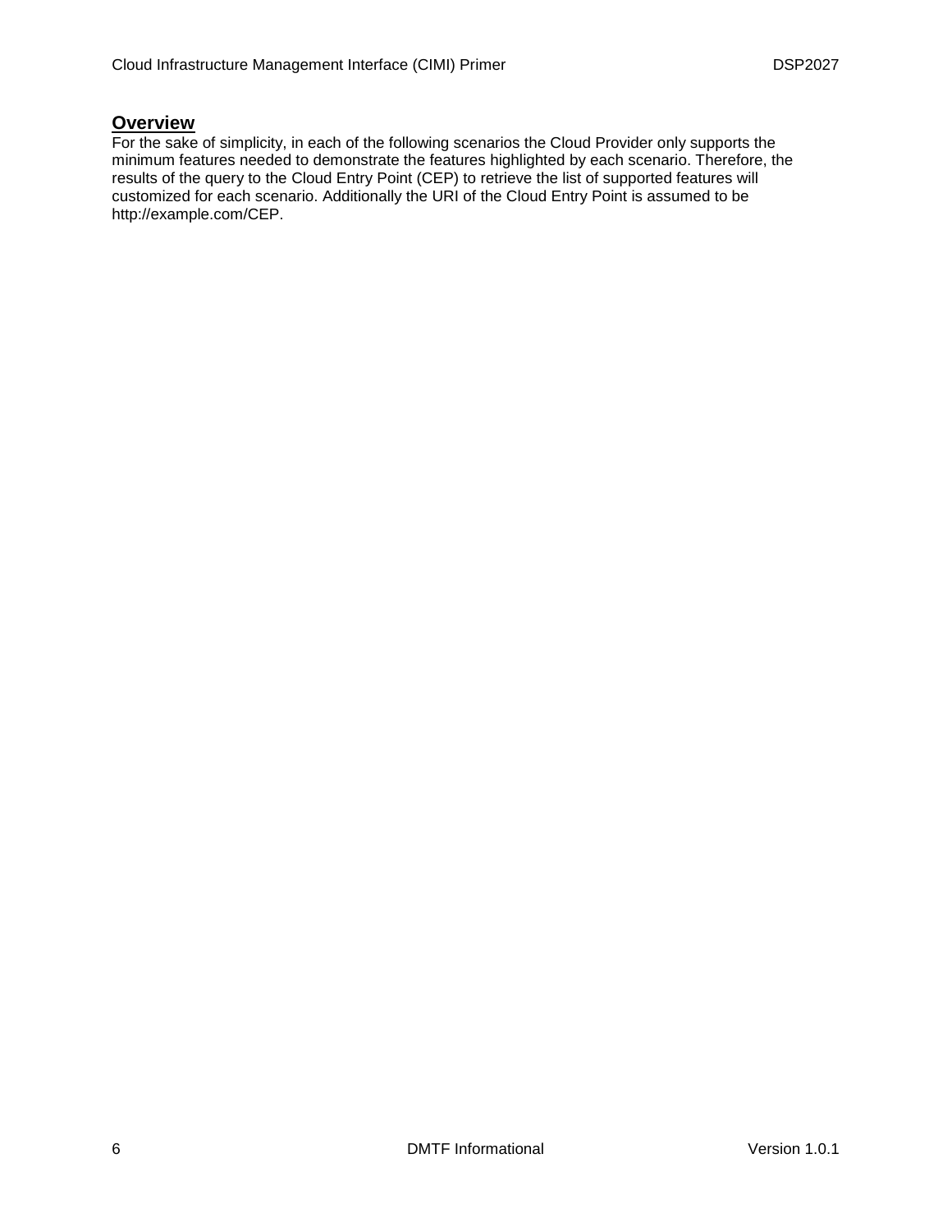## Overview

For the sake of simplicity, in each of the following scenarios the Cloud Provider only supports the minimum features needed to demonstrate the features highlighted by each scenario. Therefore, the results of the query to the Cloud Entry Point (CEP) to retrieve the list of supported features will customized for each scenario. Additionally the URI of the Cloud Entry Point is assumed to be http://example.com/CEP.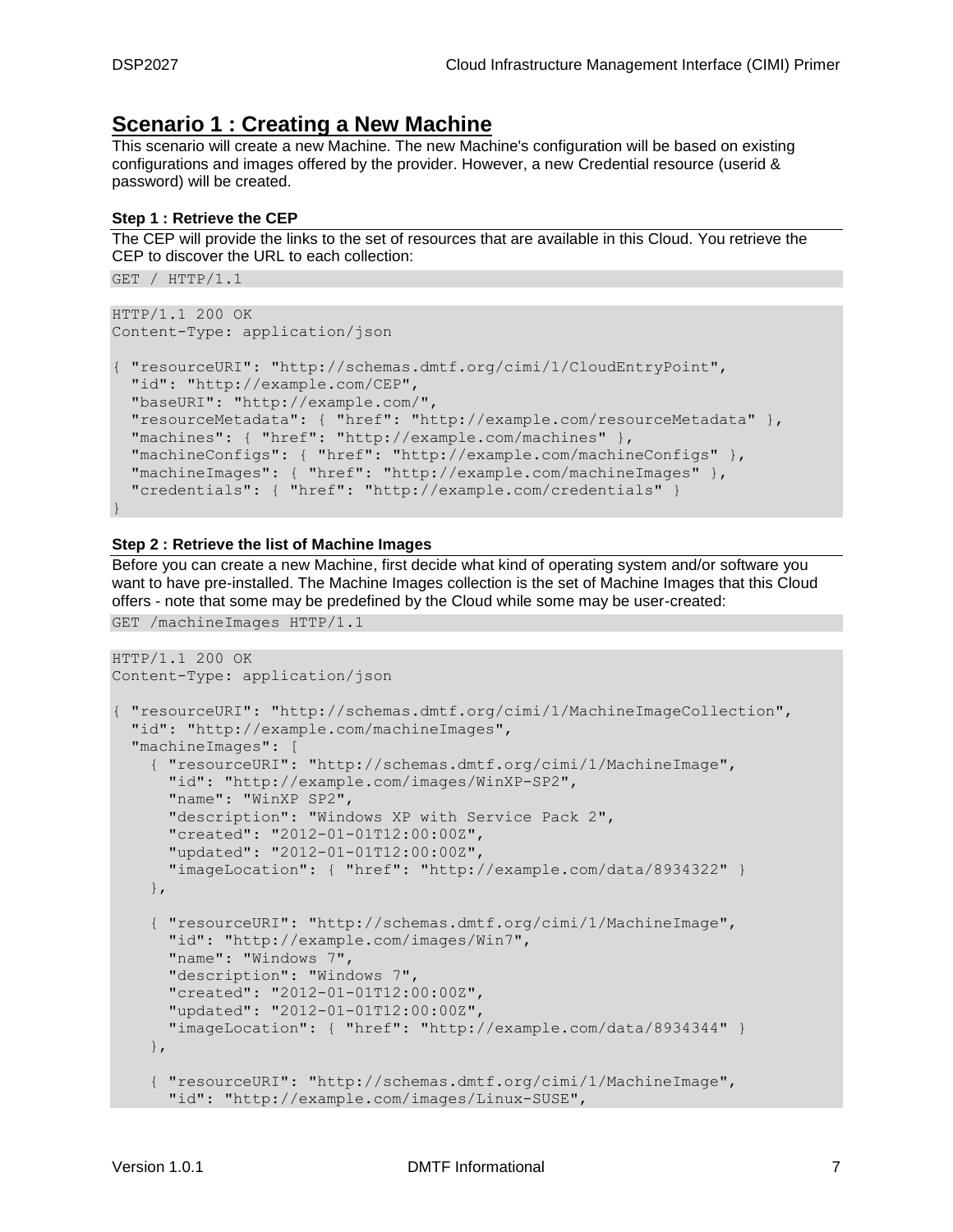## Scenario 1 : Creating a New Machine

This scenario will create a new Machine. The new Machine's configuration will be based on existing configurations and images offered by the provider. However, a new Credential resource (userid & password) will be created.

### Step 1 : Retrieve the CEP

The CEP will provide the links to the set of resources that are available in this Cloud. You retrieve the CEP to discover the URL to each collection:

```
GET / HTTP/1.1
```

```
HTTP/1.1 200 OK
Content-Type: application/json

{ "resourceURI": "http://schemas.dmtf.org/cimi/1/CloudEntryPoint",
  "id": "http://example.com/CEP",
  "baseURI": "http://example.com/",
  "resourceMetadata": { "href": "http://example.com/resourceMetadata" },
  "machines": { "href": "http://example.com/machines" },
  "machineConfigs": { "href": "http://example.com/machineConfigs" },
  "machineImages": { "href": "http://example.com/machineImages" },
  "credentials": { "href": "http://example.com/credentials" }
}
```

### Step 2 : Retrieve the list of Machine Images

Before you can create a new Machine, first decide what kind of operating system and/or software you want to have pre-installed. The Machine Images collection is the set of Machine Images that this Cloud offers - note that some may be predefined by the Cloud while some may be user-created:

```
GET /machineImages HTTP/1.1
```

```
HTTP/1.1 200 OK
Content-Type: application/json

{ "resourceURI": "http://schemas.dmtf.org/cimi/1/MachineImageCollection",
  "id": "http://example.com/machineImages",
  "machineImages": [
    { "resourceURI": "http://schemas.dmtf.org/cimi/1/MachineImage",
      "id": "http://example.com/images/WinXP-SP2",
      "name": "WinXP SP2",
      "description": "Windows XP with Service Pack 2",
      "created": "2012-01-01T12:00:00Z",
      "updated": "2012-01-01T12:00:00Z",
      "imageLocation": { "href": "http://example.com/data/8934322" }
    },

    { "resourceURI": "http://schemas.dmtf.org/cimi/1/MachineImage",
      "id": "http://example.com/images/Win7",
      "name": "Windows 7",
      "description": "Windows 7",
      "created": "2012-01-01T12:00:00Z",
      "updated": "2012-01-01T12:00:00Z",
      "imageLocation": { "href": "http://example.com/data/8934344" }
    },

    { "resourceURI": "http://schemas.dmtf.org/cimi/1/MachineImage",
      "id": "http://example.com/images/Linux-SUSE",
```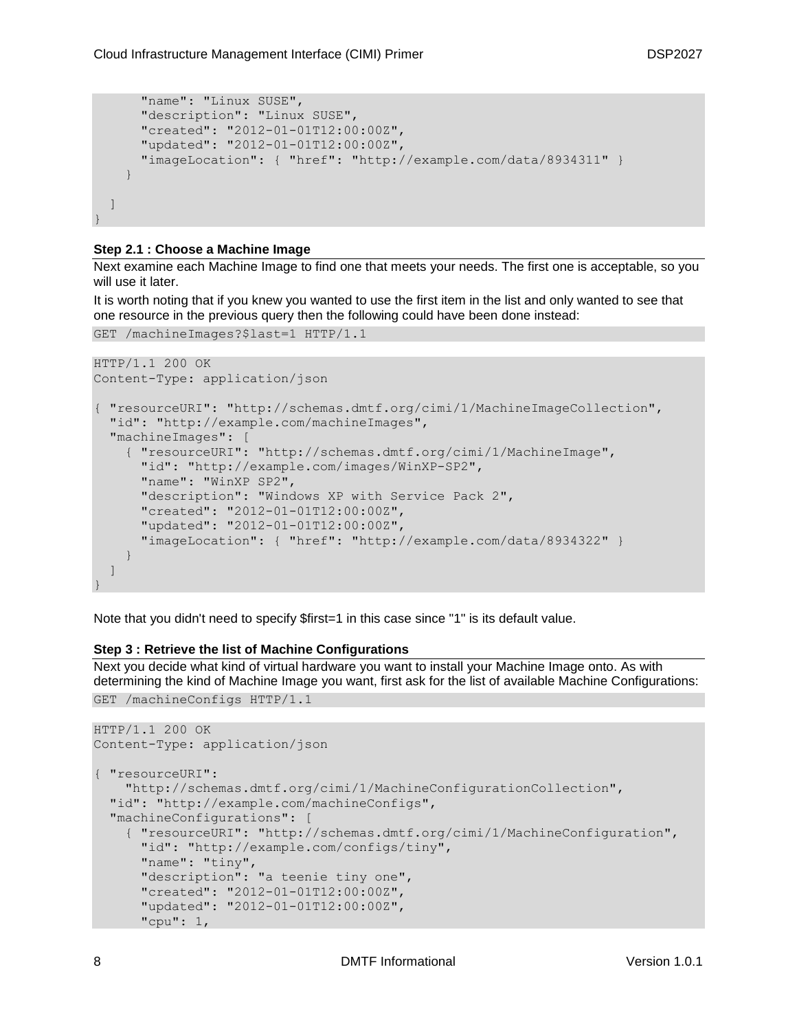```
      "name": "Linux SUSE",
      "description": "Linux SUSE",
      "created": "2012-01-01T12:00:00Z",
      "updated": "2012-01-01T12:00:00Z",
      "imageLocation": { "href": "http://example.com/data/8934311" }
    }

  ]
}
```

**Step 2.1 : Choose a Machine Image**

Next examine each Machine Image to find one that meets your needs. The first one is acceptable, so you will use it later.

It is worth noting that if you knew you wanted to use the first item in the list and only wanted to see that one resource in the previous query then the following could have been done instead:

```
GET /machineImages?$last=1 HTTP/1.1
```

```
HTTP/1.1 200 OK
Content-Type: application/json

{ "resourceURI": "http://schemas.dmtf.org/cimi/1/MachineImageCollection",
  "id": "http://example.com/machineImages",
  "machineImages": [
    { "resourceURI": "http://schemas.dmtf.org/cimi/1/MachineImage",
      "id": "http://example.com/images/WinXP-SP2",
      "name": "WinXP SP2",
      "description": "Windows XP with Service Pack 2",
      "created": "2012-01-01T12:00:00Z",
      "updated": "2012-01-01T12:00:00Z",
      "imageLocation": { "href": "http://example.com/data/8934322" }
    }
  ]
}
```

Note that you didn't need to specify $first=1 in this case since "1" is its default value.

**Step 3 : Retrieve the list of Machine Configurations**

Next you decide what kind of virtual hardware you want to install your Machine Image onto. As with determining the kind of Machine Image you want, first ask for the list of available Machine Configurations:

```
GET /machineConfigs HTTP/1.1
```

```
HTTP/1.1 200 OK
Content-Type: application/json

{ "resourceURI":
    "http://schemas.dmtf.org/cimi/1/MachineConfigurationCollection",
  "id": "http://example.com/machineConfigs",
  "machineConfigurations": [
    { "resourceURI": "http://schemas.dmtf.org/cimi/1/MachineConfiguration",
      "id": "http://example.com/configs/tiny",
      "name": "tiny",
      "description": "a teenie tiny one",
      "created": "2012-01-01T12:00:00Z",
      "updated": "2012-01-01T12:00:00Z",
      "cpu": 1,
```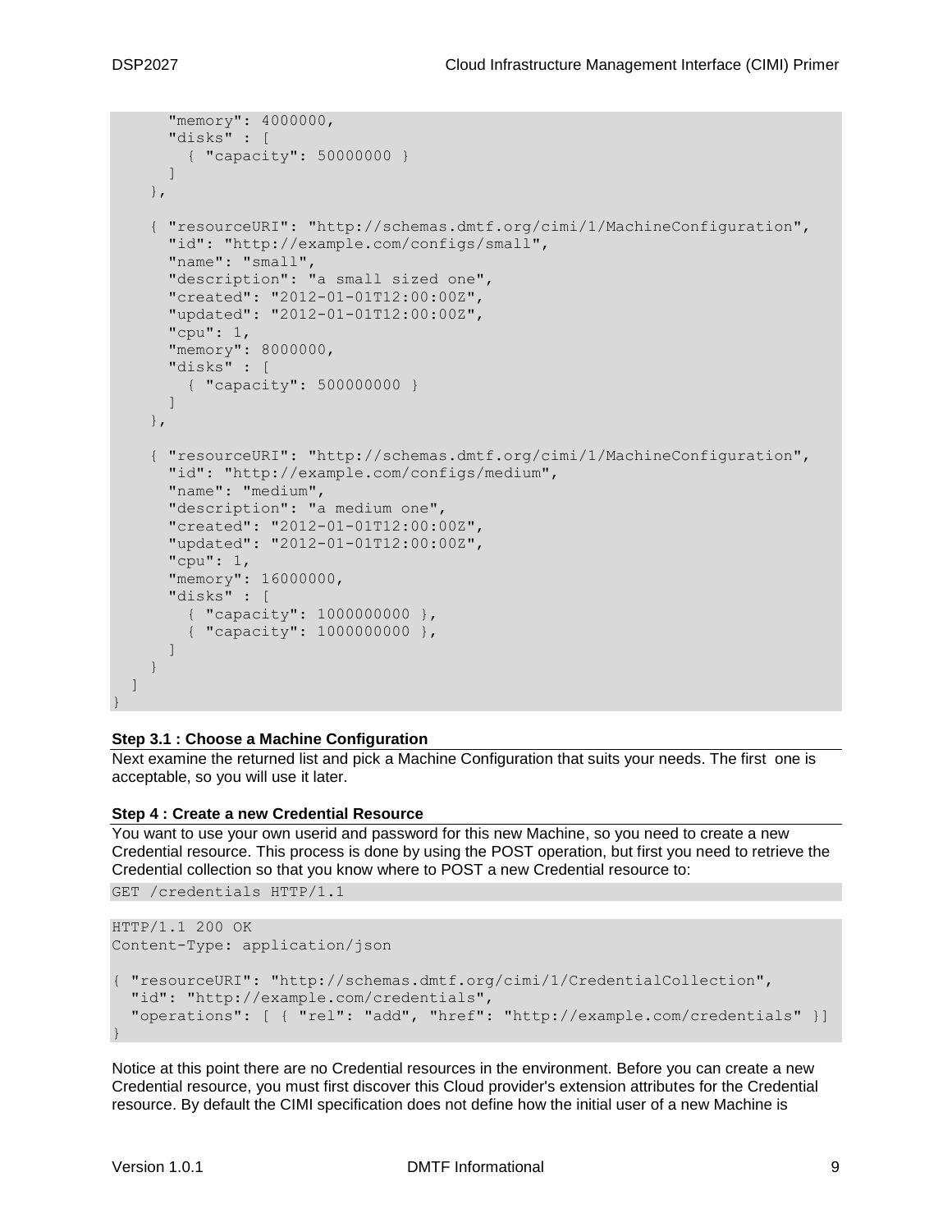```
      "memory": 4000000,
      "disks" : [
        { "capacity": 50000000 }
      ]
    },

    { "resourceURI": "http://schemas.dmtf.org/cimi/1/MachineConfiguration",
      "id": "http://example.com/configs/small",
      "name": "small",
      "description": "a small sized one",
      "created": "2012-01-01T12:00:00Z",
      "updated": "2012-01-01T12:00:00Z",
      "cpu": 1,
      "memory": 8000000,
      "disks" : [
        { "capacity": 500000000 }
      ]
    },

    { "resourceURI": "http://schemas.dmtf.org/cimi/1/MachineConfiguration",
      "id": "http://example.com/configs/medium",
      "name": "medium",
      "description": "a medium one",
      "created": "2012-01-01T12:00:00Z",
      "updated": "2012-01-01T12:00:00Z",
      "cpu": 1,
      "memory": 16000000,
      "disks" : [
        { "capacity": 1000000000 },
        { "capacity": 1000000000 },
      ]
    }
  ]
}
```

**Step 3.1 : Choose a Machine Configuration**

Next examine the returned list and pick a Machine Configuration that suits your needs. The first one is acceptable, so you will use it later.

**Step 4 : Create a new Credential Resource**

You want to use your own userid and password for this new Machine, so you need to create a new Credential resource. This process is done by using the POST operation, but first you need to retrieve the Credential collection so that you know where to POST a new Credential resource to:

```
GET /credentials HTTP/1.1
```

```
HTTP/1.1 200 OK
Content-Type: application/json

{ "resourceURI": "http://schemas.dmtf.org/cimi/1/CredentialCollection",
  "id": "http://example.com/credentials",
  "operations": [ { "rel": "add", "href": "http://example.com/credentials" }]
}
```

Notice at this point there are no Credential resources in the environment. Before you can create a new Credential resource, you must first discover this Cloud provider's extension attributes for the Credential resource. By default the CIMI specification does not define how the initial user of a new Machine is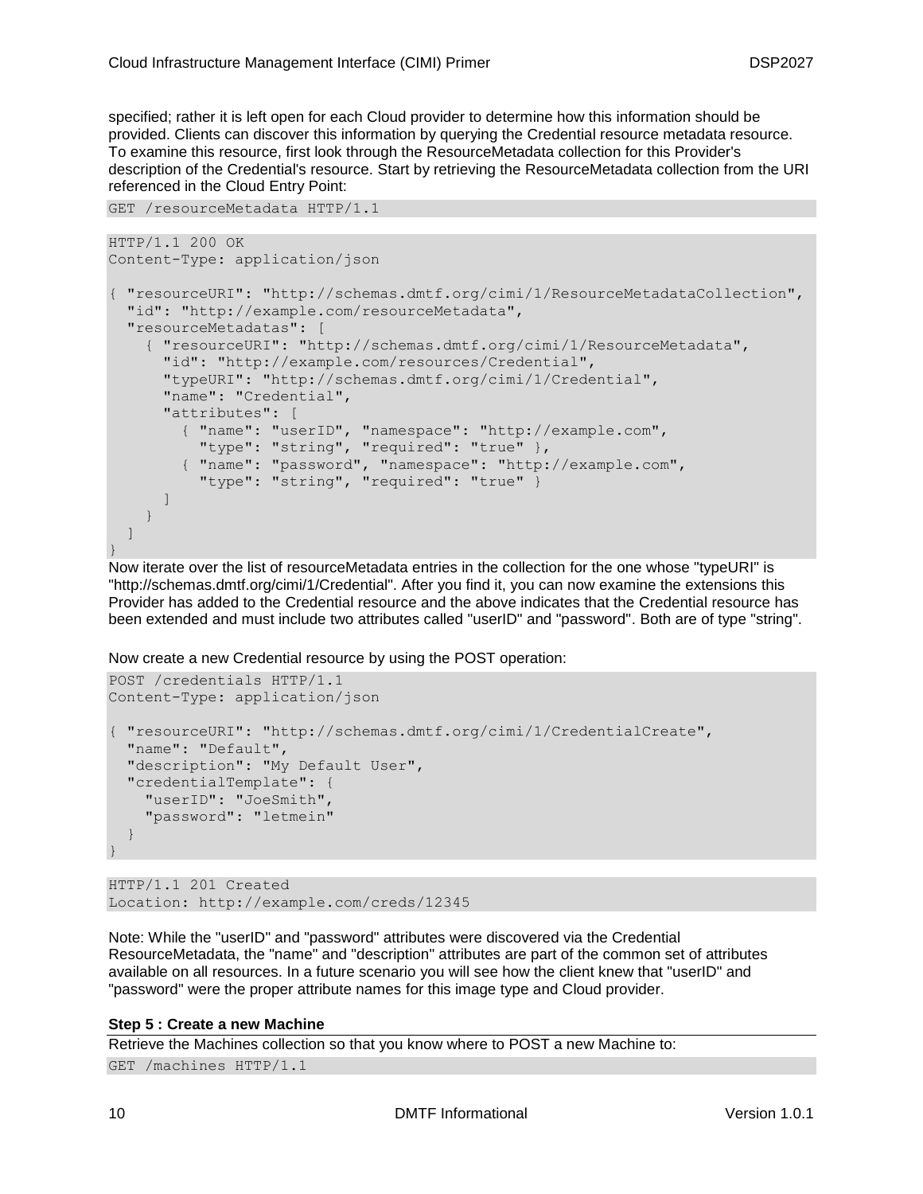specified; rather it is left open for each Cloud provider to determine how this information should be provided. Clients can discover this information by querying the Credential resource metadata resource. To examine this resource, first look through the ResourceMetadata collection for this Provider's description of the Credential's resource. Start by retrieving the ResourceMetadata collection from the URI referenced in the Cloud Entry Point:

```
GET /resourceMetadata HTTP/1.1
```

```
HTTP/1.1 200 OK
Content-Type: application/json

{ "resourceURI": "http://schemas.dmtf.org/cimi/1/ResourceMetadataCollection",
  "id": "http://example.com/resourceMetadata",
  "resourceMetadatas": [
    { "resourceURI": "http://schemas.dmtf.org/cimi/1/ResourceMetadata",
      "id": "http://example.com/resources/Credential",
      "typeURI": "http://schemas.dmtf.org/cimi/1/Credential",
      "name": "Credential",
      "attributes": [
        { "name": "userID", "namespace": "http://example.com",
          "type": "string", "required": "true" },
        { "name": "password", "namespace": "http://example.com",
          "type": "string", "required": "true" }
      ]
    }
  ]
}
```

Now iterate over the list of resourceMetadata entries in the collection for the one whose "typeURI" is "http://schemas.dmtf.org/cimi/1/Credential". After you find it, you can now examine the extensions this Provider has added to the Credential resource and the above indicates that the Credential resource has been extended and must include two attributes called "userID" and "password". Both are of type "string".

Now create a new Credential resource by using the POST operation:

```
POST /credentials HTTP/1.1
Content-Type: application/json

{ "resourceURI": "http://schemas.dmtf.org/cimi/1/CredentialCreate",
  "name": "Default",
  "description": "My Default User",
  "credentialTemplate": {
    "userID": "JoeSmith",
    "password": "letmein"
  }
}
```

```
HTTP/1.1 201 Created
Location: http://example.com/creds/12345
```

Note: While the "userID" and "password" attributes were discovered via the Credential ResourceMetadata, the "name" and "description" attributes are part of the common set of attributes available on all resources. In a future scenario you will see how the client knew that "userID" and "password" were the proper attribute names for this image type and Cloud provider.

**Step 5 : Create a new Machine**

Retrieve the Machines collection so that you know where to POST a new Machine to:

```
GET /machines HTTP/1.1
```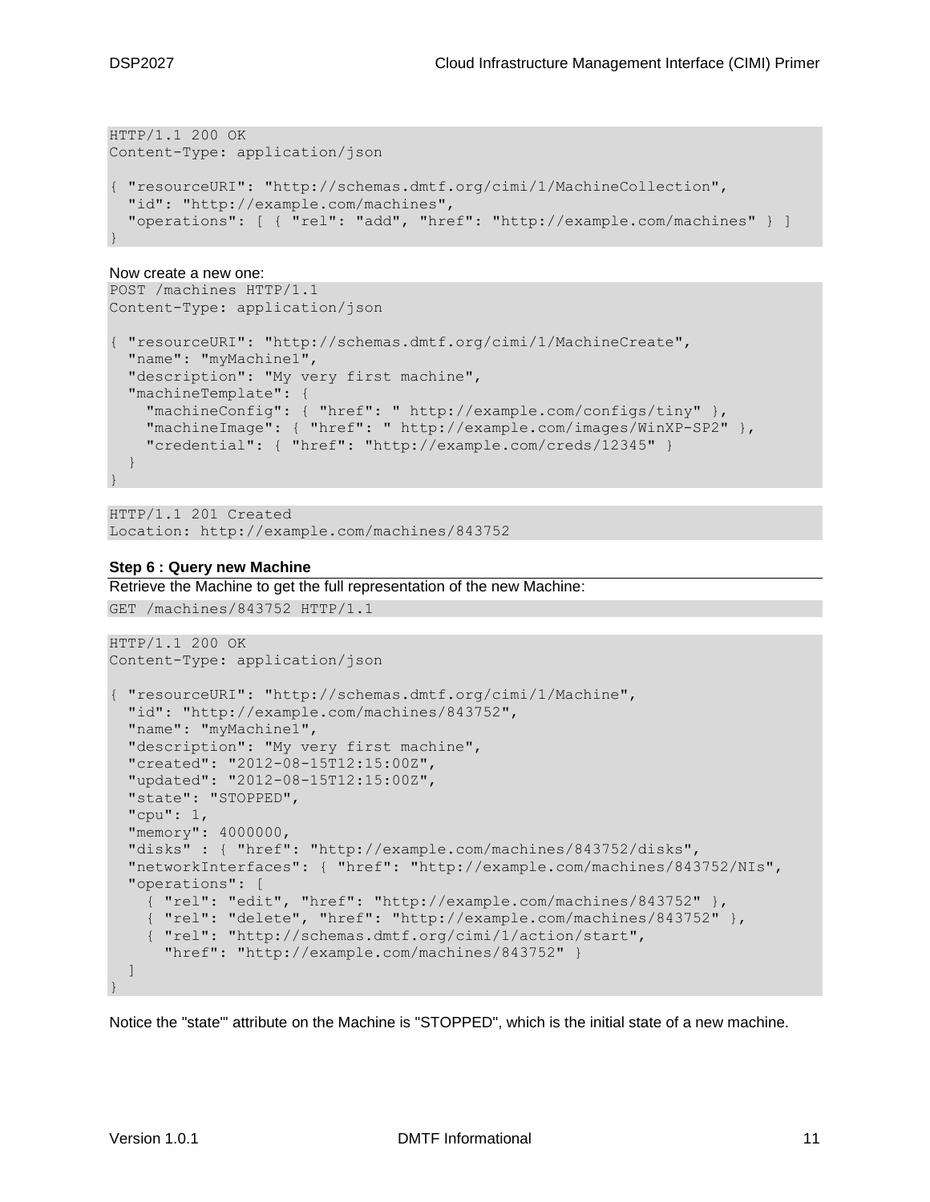```
HTTP/1.1 200 OK
Content-Type: application/json

{ "resourceURI": "http://schemas.dmtf.org/cimi/1/MachineCollection",
  "id": "http://example.com/machines",
  "operations": [ { "rel": "add", "href": "http://example.com/machines" } ]
}
```

Now create a new one:

```
POST /machines HTTP/1.1
Content-Type: application/json

{ "resourceURI": "http://schemas.dmtf.org/cimi/1/MachineCreate",
  "name": "myMachine1",
  "description": "My very first machine",
  "machineTemplate": {
    "machineConfig": { "href": " http://example.com/configs/tiny" },
    "machineImage": { "href": " http://example.com/images/WinXP-SP2" },
    "credential": { "href": "http://example.com/creds/12345" }
  }
}
```

```
HTTP/1.1 201 Created
Location: http://example.com/machines/843752
```

**Step 6 : Query new Machine**

Retrieve the Machine to get the full representation of the new Machine:

```
GET /machines/843752 HTTP/1.1
```

```
HTTP/1.1 200 OK
Content-Type: application/json

{ "resourceURI": "http://schemas.dmtf.org/cimi/1/Machine",
  "id": "http://example.com/machines/843752",
  "name": "myMachine1",
  "description": "My very first machine",
  "created": "2012-08-15T12:15:00Z",
  "updated": "2012-08-15T12:15:00Z",
  "state": "STOPPED",
  "cpu": 1,
  "memory": 4000000,
  "disks" : { "href": "http://example.com/machines/843752/disks",
  "networkInterfaces": { "href": "http://example.com/machines/843752/NIs",
  "operations": [
    { "rel": "edit", "href": "http://example.com/machines/843752" },
    { "rel": "delete", "href": "http://example.com/machines/843752" },
    { "rel": "http://schemas.dmtf.org/cimi/1/action/start",
      "href": "http://example.com/machines/843752" }
  ]
}
```

Notice the "state"' attribute on the Machine is "STOPPED", which is the initial state of a new machine.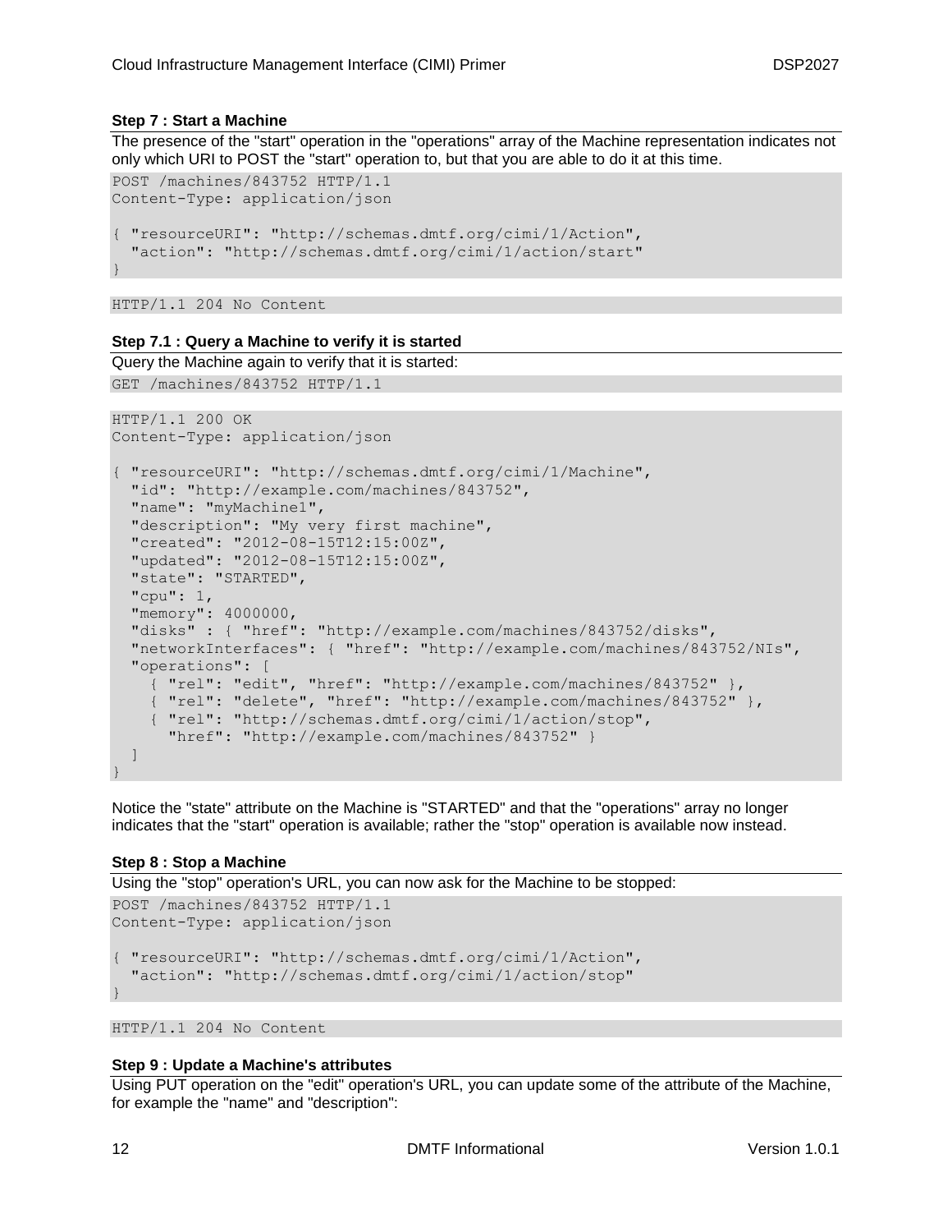**Step 7 : Start a Machine**

The presence of the "start" operation in the "operations" array of the Machine representation indicates not only which URI to POST the "start" operation to, but that you are able to do it at this time.

```
POST /machines/843752 HTTP/1.1
Content-Type: application/json

{ "resourceURI": "http://schemas.dmtf.org/cimi/1/Action",
  "action": "http://schemas.dmtf.org/cimi/1/action/start"
}
```

```
HTTP/1.1 204 No Content
```

**Step 7.1 : Query a Machine to verify it is started**

Query the Machine again to verify that it is started:

```
GET /machines/843752 HTTP/1.1
```

```
HTTP/1.1 200 OK
Content-Type: application/json

{ "resourceURI": "http://schemas.dmtf.org/cimi/1/Machine",
  "id": "http://example.com/machines/843752",
  "name": "myMachine1",
  "description": "My very first machine",
  "created": "2012-08-15T12:15:00Z",
  "updated": "2012-08-15T12:15:00Z",
  "state": "STARTED",
  "cpu": 1,
  "memory": 4000000,
  "disks" : { "href": "http://example.com/machines/843752/disks",
  "networkInterfaces": { "href": "http://example.com/machines/843752/NIs",
  "operations": [
    { "rel": "edit", "href": "http://example.com/machines/843752" },
    { "rel": "delete", "href": "http://example.com/machines/843752" },
    { "rel": "http://schemas.dmtf.org/cimi/1/action/stop",
      "href": "http://example.com/machines/843752" }
  ]
}
```

Notice the "state" attribute on the Machine is "STARTED" and that the "operations" array no longer indicates that the "start" operation is available; rather the "stop" operation is available now instead.

**Step 8 : Stop a Machine**

Using the "stop" operation's URL, you can now ask for the Machine to be stopped:

```
POST /machines/843752 HTTP/1.1
Content-Type: application/json

{ "resourceURI": "http://schemas.dmtf.org/cimi/1/Action",
  "action": "http://schemas.dmtf.org/cimi/1/action/stop"
}
```

```
HTTP/1.1 204 No Content
```

**Step 9 : Update a Machine's attributes**

Using PUT operation on the "edit" operation's URL, you can update some of the attribute of the Machine, for example the "name" and "description":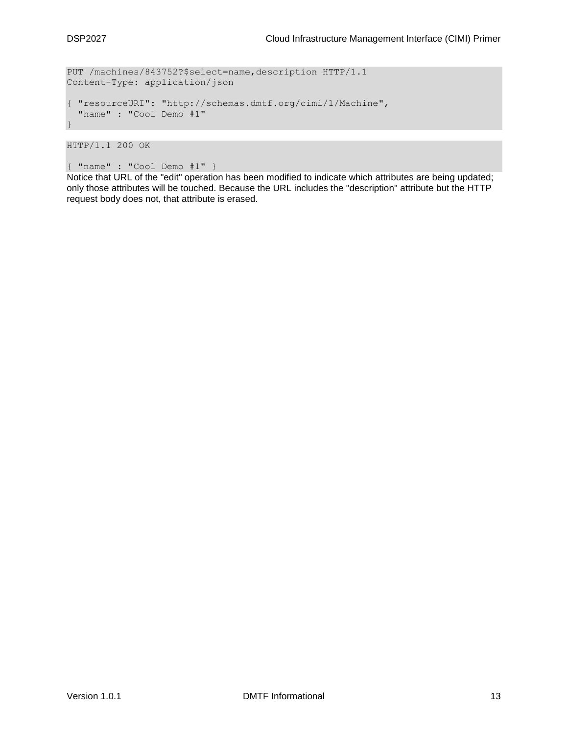```
PUT /machines/843752?$select=name,description HTTP/1.1
Content-Type: application/json

{ "resourceURI": "http://schemas.dmtf.org/cimi/1/Machine",
  "name" : "Cool Demo #1"
}
```

```
HTTP/1.1 200 OK

{ "name" : "Cool Demo #1" }
```

Notice that URL of the "edit" operation has been modified to indicate which attributes are being updated; only those attributes will be touched. Because the URL includes the "description" attribute but the HTTP request body does not, that attribute is erased.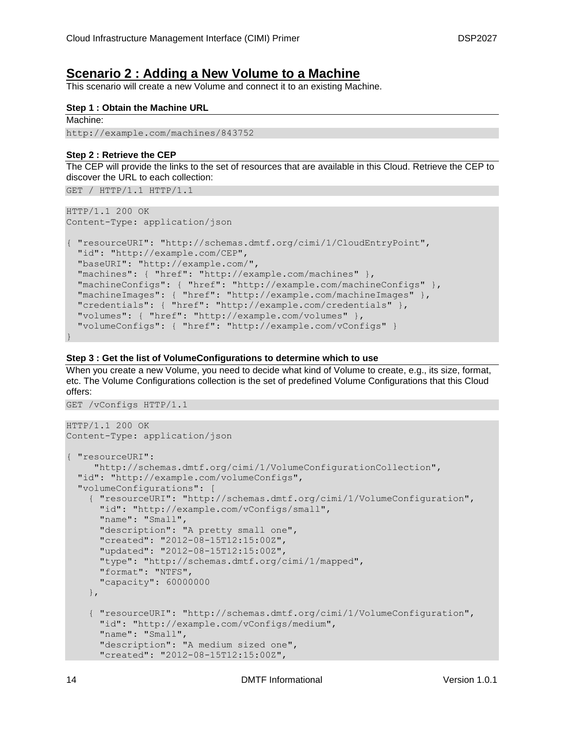## Scenario 2 : Adding a New Volume to a Machine

This scenario will create a new Volume and connect it to an existing Machine.

**Step 1 : Obtain the Machine URL**

Machine:

```
http://example.com/machines/843752
```

**Step 2 : Retrieve the CEP**

The CEP will provide the links to the set of resources that are available in this Cloud. Retrieve the CEP to discover the URL to each collection:

```
GET / HTTP/1.1 HTTP/1.1
```

```
HTTP/1.1 200 OK
Content-Type: application/json

{ "resourceURI": "http://schemas.dmtf.org/cimi/1/CloudEntryPoint",
  "id": "http://example.com/CEP",
  "baseURI": "http://example.com/",
  "machines": { "href": "http://example.com/machines" },
  "machineConfigs": { "href": "http://example.com/machineConfigs" },
  "machineImages": { "href": "http://example.com/machineImages" },
  "credentials": { "href": "http://example.com/credentials" },
  "volumes": { "href": "http://example.com/volumes" },
  "volumeConfigs": { "href": "http://example.com/vConfigs" }
}
```

**Step 3 : Get the list of VolumeConfigurations to determine which to use**

When you create a new Volume, you need to decide what kind of Volume to create, e.g., its size, format, etc. The Volume Configurations collection is the set of predefined Volume Configurations that this Cloud offers:

```
GET /vConfigs HTTP/1.1
```

```
HTTP/1.1 200 OK
Content-Type: application/json

{ "resourceURI":
     "http://schemas.dmtf.org/cimi/1/VolumeConfigurationCollection",
  "id": "http://example.com/volumeConfigs",
  "volumeConfigurations": [
    { "resourceURI": "http://schemas.dmtf.org/cimi/1/VolumeConfiguration",
      "id": "http://example.com/vConfigs/small",
      "name": "Small",
      "description": "A pretty small one",
      "created": "2012-08-15T12:15:00Z",
      "updated": "2012-08-15T12:15:00Z",
      "type": "http://schemas.dmtf.org/cimi/1/mapped",
      "format": "NTFS",
      "capacity": 60000000
    },

    { "resourceURI": "http://schemas.dmtf.org/cimi/1/VolumeConfiguration",
      "id": "http://example.com/vConfigs/medium",
      "name": "Small",
      "description": "A medium sized one",
      "created": "2012-08-15T12:15:00Z",
```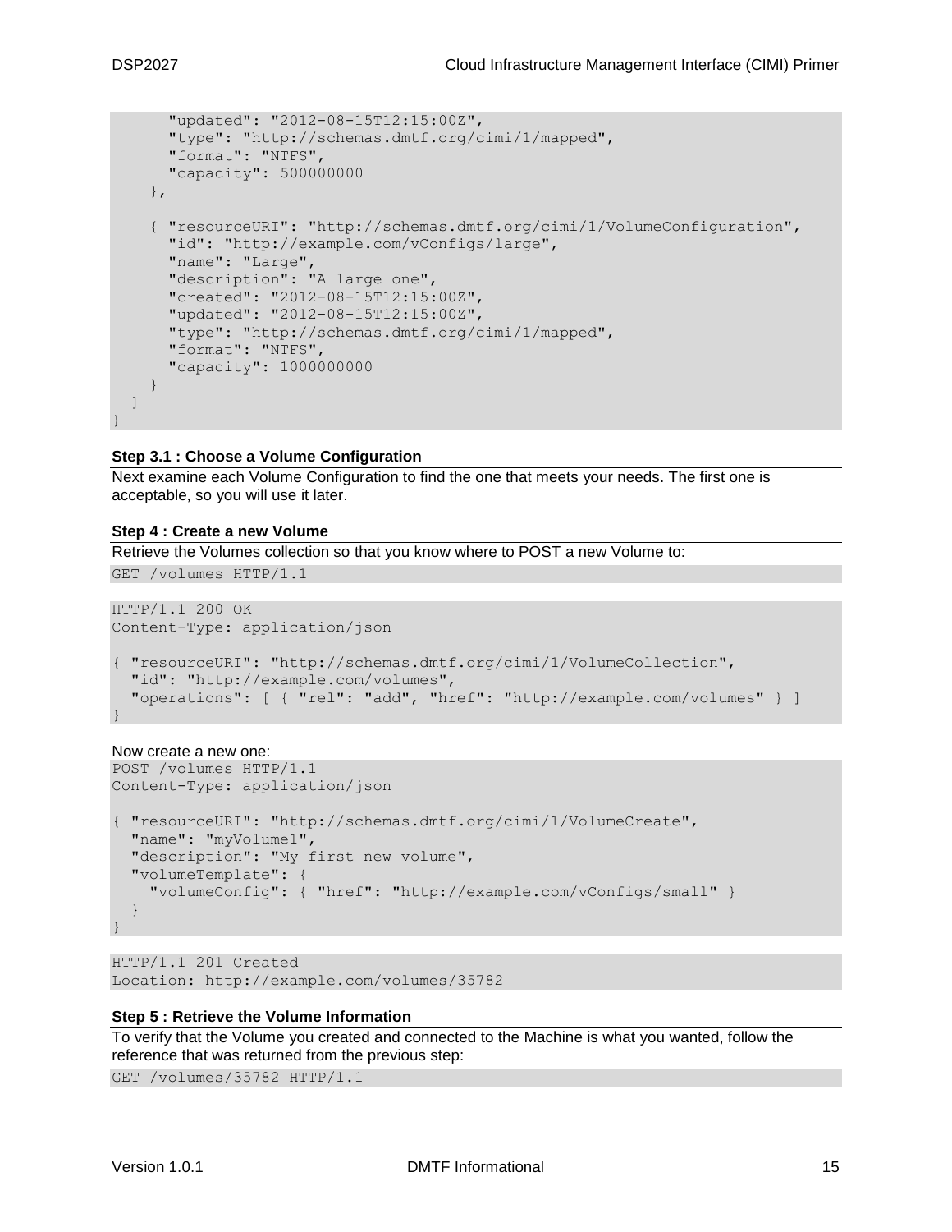```
      "updated": "2012-08-15T12:15:00Z",
      "type": "http://schemas.dmtf.org/cimi/1/mapped",
      "format": "NTFS",
      "capacity": 500000000
    },

    { "resourceURI": "http://schemas.dmtf.org/cimi/1/VolumeConfiguration",
      "id": "http://example.com/vConfigs/large",
      "name": "Large",
      "description": "A large one",
      "created": "2012-08-15T12:15:00Z",
      "updated": "2012-08-15T12:15:00Z",
      "type": "http://schemas.dmtf.org/cimi/1/mapped",
      "format": "NTFS",
      "capacity": 1000000000
    }
  ]
}
```

**Step 3.1 : Choose a Volume Configuration**

Next examine each Volume Configuration to find the one that meets your needs. The first one is acceptable, so you will use it later.

**Step 4 : Create a new Volume**

Retrieve the Volumes collection so that you know where to POST a new Volume to:

```
GET /volumes HTTP/1.1
```

```
HTTP/1.1 200 OK
Content-Type: application/json

{ "resourceURI": "http://schemas.dmtf.org/cimi/1/VolumeCollection",
  "id": "http://example.com/volumes",
  "operations": [ { "rel": "add", "href": "http://example.com/volumes" } ]
}
```

Now create a new one:

```
POST /volumes HTTP/1.1
Content-Type: application/json

{ "resourceURI": "http://schemas.dmtf.org/cimi/1/VolumeCreate",
  "name": "myVolume1",
  "description": "My first new volume",
  "volumeTemplate": {
    "volumeConfig": { "href": "http://example.com/vConfigs/small" }
  }
}
```

```
HTTP/1.1 201 Created
Location: http://example.com/volumes/35782
```

**Step 5 : Retrieve the Volume Information**

To verify that the Volume you created and connected to the Machine is what you wanted, follow the reference that was returned from the previous step:

```
GET /volumes/35782 HTTP/1.1
```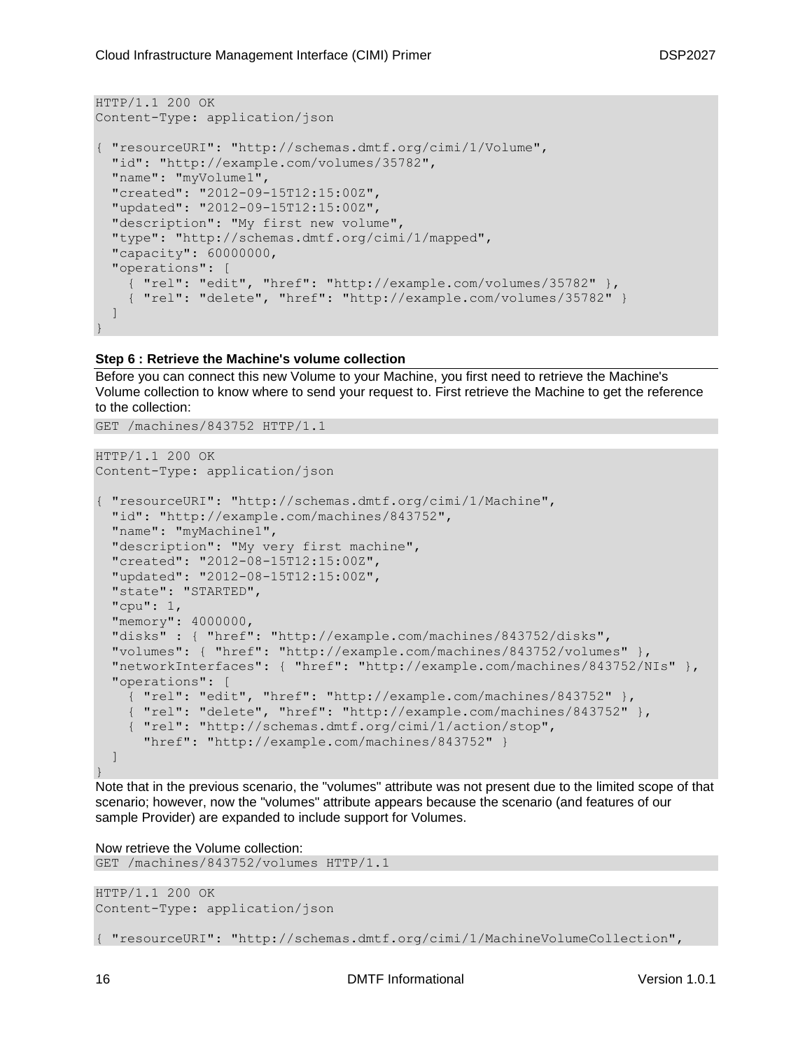```
HTTP/1.1 200 OK
Content-Type: application/json

{ "resourceURI": "http://schemas.dmtf.org/cimi/1/Volume",
  "id": "http://example.com/volumes/35782",
  "name": "myVolume1",
  "created": "2012-09-15T12:15:00Z",
  "updated": "2012-09-15T12:15:00Z",
  "description": "My first new volume",
  "type": "http://schemas.dmtf.org/cimi/1/mapped",
  "capacity": 60000000,
  "operations": [
    { "rel": "edit", "href": "http://example.com/volumes/35782" },
    { "rel": "delete", "href": "http://example.com/volumes/35782" }
  ]
}
```

**Step 6 : Retrieve the Machine's volume collection**

Before you can connect this new Volume to your Machine, you first need to retrieve the Machine's Volume collection to know where to send your request to. First retrieve the Machine to get the reference to the collection:

```
GET /machines/843752 HTTP/1.1
```

```
HTTP/1.1 200 OK
Content-Type: application/json

{ "resourceURI": "http://schemas.dmtf.org/cimi/1/Machine",
  "id": "http://example.com/machines/843752",
  "name": "myMachine1",
  "description": "My very first machine",
  "created": "2012-08-15T12:15:00Z",
  "updated": "2012-08-15T12:15:00Z",
  "state": "STARTED",
  "cpu": 1,
  "memory": 4000000,
  "disks" : { "href": "http://example.com/machines/843752/disks",
  "volumes": { "href": "http://example.com/machines/843752/volumes" },
  "networkInterfaces": { "href": "http://example.com/machines/843752/NIs" },
  "operations": [
    { "rel": "edit", "href": "http://example.com/machines/843752" },
    { "rel": "delete", "href": "http://example.com/machines/843752" },
    { "rel": "http://schemas.dmtf.org/cimi/1/action/stop",
      "href": "http://example.com/machines/843752" }
  ]
}
```

Note that in the previous scenario, the "volumes" attribute was not present due to the limited scope of that scenario; however, now the "volumes" attribute appears because the scenario (and features of our sample Provider) are expanded to include support for Volumes.

Now retrieve the Volume collection:

```
GET /machines/843752/volumes HTTP/1.1
```

```
HTTP/1.1 200 OK
Content-Type: application/json

{ "resourceURI": "http://schemas.dmtf.org/cimi/1/MachineVolumeCollection",
```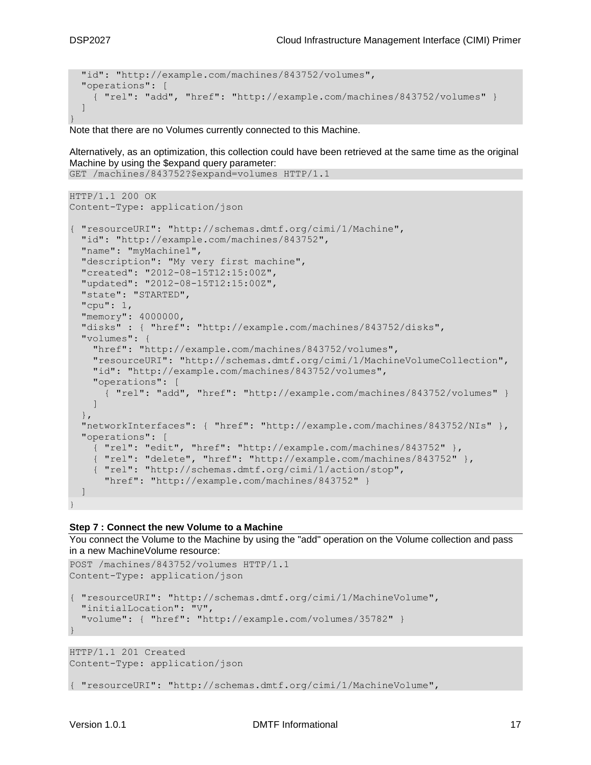```
  "id": "http://example.com/machines/843752/volumes",
  "operations": [
    { "rel": "add", "href": "http://example.com/machines/843752/volumes" }
  ]
}
```

Note that there are no Volumes currently connected to this Machine.

Alternatively, as an optimization, this collection could have been retrieved at the same time as the original Machine by using the $expand query parameter:

```
GET /machines/843752?$expand=volumes HTTP/1.1
```

```
HTTP/1.1 200 OK
Content-Type: application/json

{ "resourceURI": "http://schemas.dmtf.org/cimi/1/Machine",
  "id": "http://example.com/machines/843752",
  "name": "myMachine1",
  "description": "My very first machine",
  "created": "2012-08-15T12:15:00Z",
  "updated": "2012-08-15T12:15:00Z",
  "state": "STARTED",
  "cpu": 1,
  "memory": 4000000,
  "disks" : { "href": "http://example.com/machines/843752/disks",
  "volumes": {
    "href": "http://example.com/machines/843752/volumes",
    "resourceURI": "http://schemas.dmtf.org/cimi/1/MachineVolumeCollection",
    "id": "http://example.com/machines/843752/volumes",
    "operations": [
      { "rel": "add", "href": "http://example.com/machines/843752/volumes" }
    ]
  },
  "networkInterfaces": { "href": "http://example.com/machines/843752/NIs" },
  "operations": [
    { "rel": "edit", "href": "http://example.com/machines/843752" },
    { "rel": "delete", "href": "http://example.com/machines/843752" },
    { "rel": "http://schemas.dmtf.org/cimi/1/action/stop",
      "href": "http://example.com/machines/843752" }
  ]
}
```

**Step 7 : Connect the new Volume to a Machine**

You connect the Volume to the Machine by using the "add" operation on the Volume collection and pass in a new MachineVolume resource:

```
POST /machines/843752/volumes HTTP/1.1
Content-Type: application/json

{ "resourceURI": "http://schemas.dmtf.org/cimi/1/MachineVolume",
  "initialLocation": "V",
  "volume": { "href": "http://example.com/volumes/35782" }
}
```

```
HTTP/1.1 201 Created
Content-Type: application/json

{ "resourceURI": "http://schemas.dmtf.org/cimi/1/MachineVolume",
```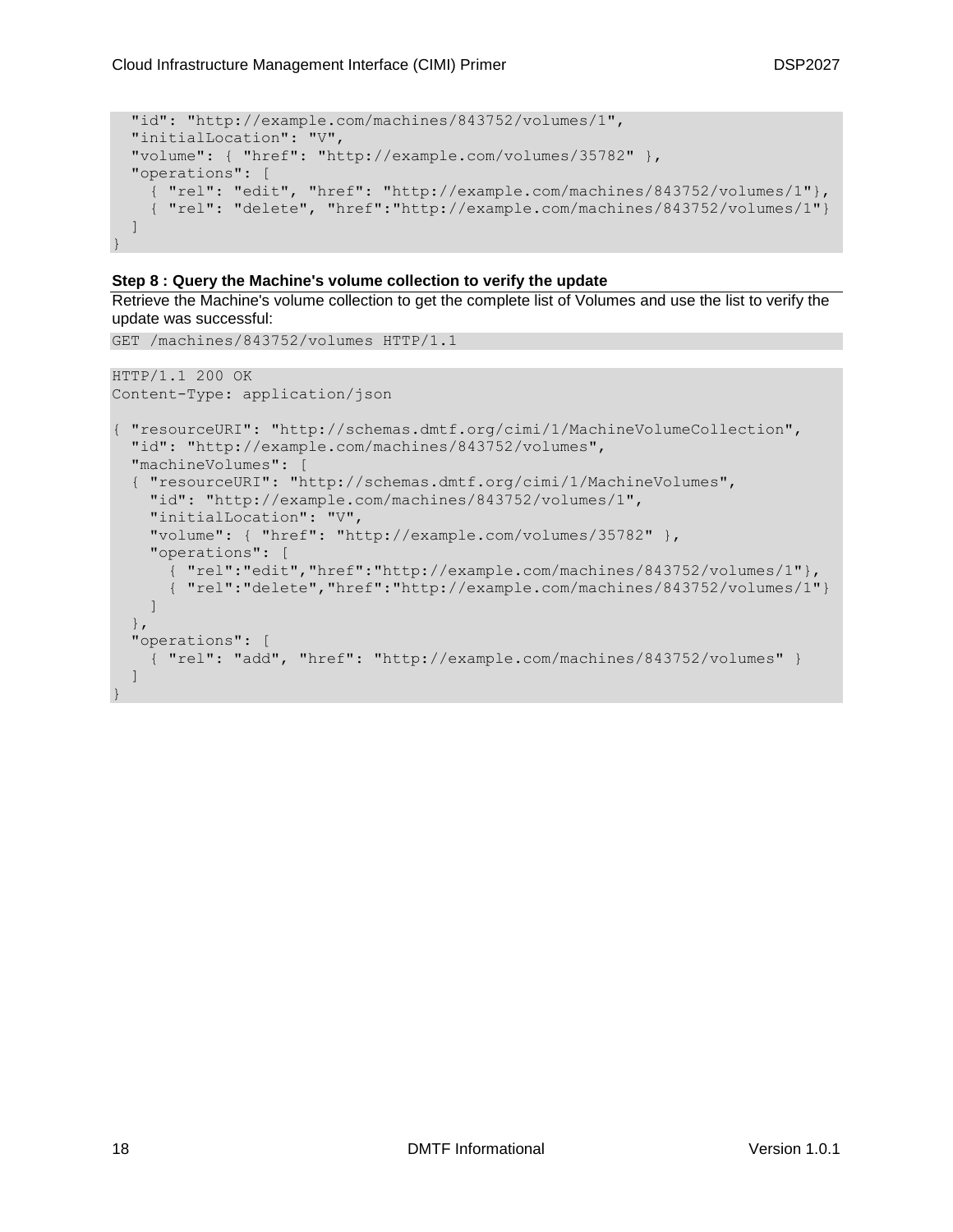```
  "id": "http://example.com/machines/843752/volumes/1",
  "initialLocation": "V",
  "volume": { "href": "http://example.com/volumes/35782" },
  "operations": [
    { "rel": "edit", "href": "http://example.com/machines/843752/volumes/1"},
    { "rel": "delete", "href":"http://example.com/machines/843752/volumes/1"}
  ]
}
```

**Step 8 : Query the Machine's volume collection to verify the update**

Retrieve the Machine's volume collection to get the complete list of Volumes and use the list to verify the update was successful:

```
GET /machines/843752/volumes HTTP/1.1
```

```
HTTP/1.1 200 OK
Content-Type: application/json

{ "resourceURI": "http://schemas.dmtf.org/cimi/1/MachineVolumeCollection",
  "id": "http://example.com/machines/843752/volumes",
  "machineVolumes": [
  { "resourceURI": "http://schemas.dmtf.org/cimi/1/MachineVolumes",
    "id": "http://example.com/machines/843752/volumes/1",
    "initialLocation": "V",
    "volume": { "href": "http://example.com/volumes/35782" },
    "operations": [
      { "rel":"edit","href":"http://example.com/machines/843752/volumes/1"},
      { "rel":"delete","href":"http://example.com/machines/843752/volumes/1"}
    ]
  },
  "operations": [
    { "rel": "add", "href": "http://example.com/machines/843752/volumes" }
  ]
}
```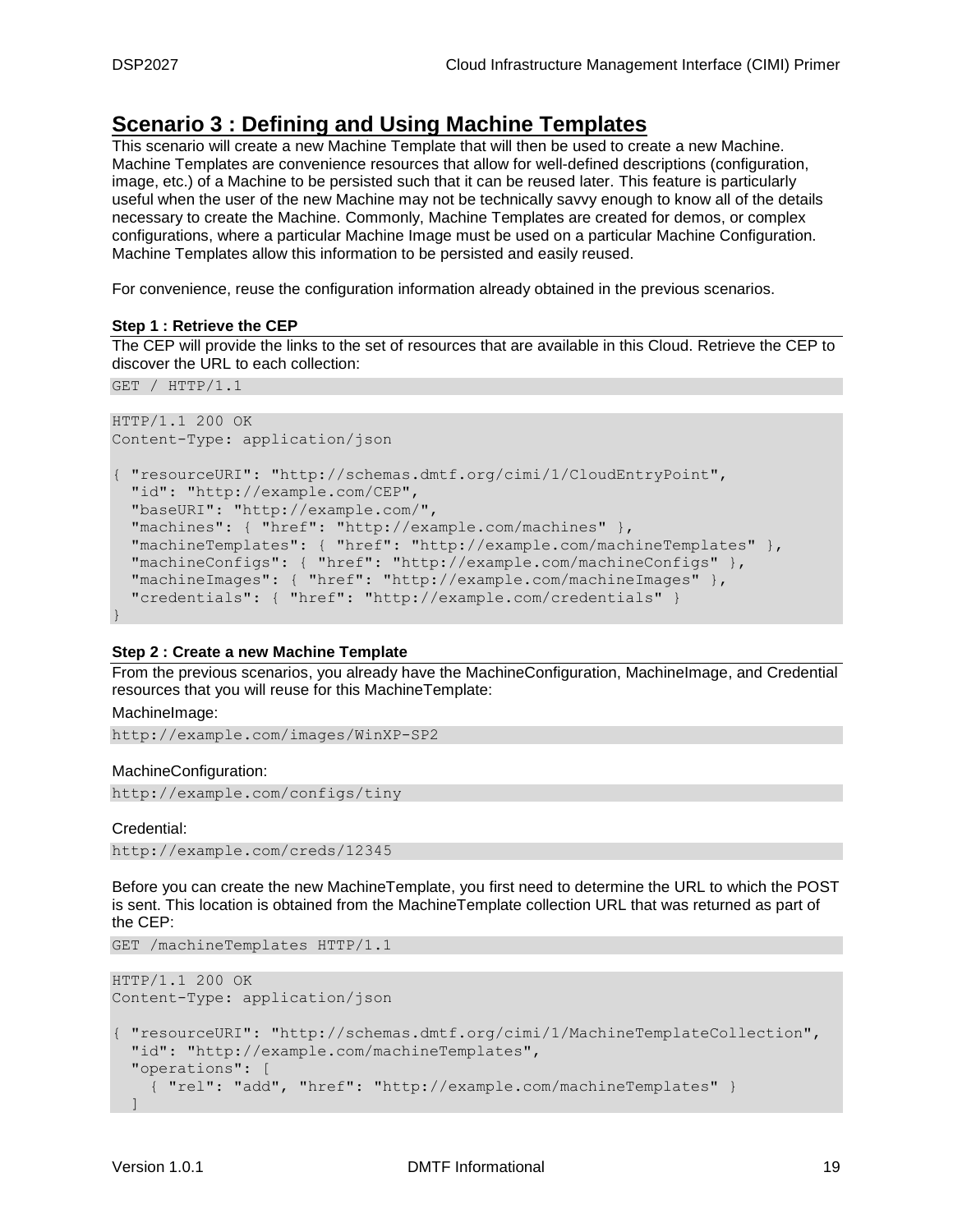# Scenario 3 : Defining and Using Machine Templates

This scenario will create a new Machine Template that will then be used to create a new Machine. Machine Templates are convenience resources that allow for well-defined descriptions (configuration, image, etc.) of a Machine to be persisted such that it can be reused later. This feature is particularly useful when the user of the new Machine may not be technically savvy enough to know all of the details necessary to create the Machine. Commonly, Machine Templates are created for demos, or complex configurations, where a particular Machine Image must be used on a particular Machine Configuration. Machine Templates allow this information to be persisted and easily reused.

For convenience, reuse the configuration information already obtained in the previous scenarios.

### Step 1 : Retrieve the CEP

The CEP will provide the links to the set of resources that are available in this Cloud. Retrieve the CEP to discover the URL to each collection:

```
GET / HTTP/1.1
```

```
HTTP/1.1 200 OK
Content-Type: application/json

{ "resourceURI": "http://schemas.dmtf.org/cimi/1/CloudEntryPoint",
  "id": "http://example.com/CEP",
  "baseURI": "http://example.com/",
  "machines": { "href": "http://example.com/machines" },
  "machineTemplates": { "href": "http://example.com/machineTemplates" },
  "machineConfigs": { "href": "http://example.com/machineConfigs" },
  "machineImages": { "href": "http://example.com/machineImages" },
  "credentials": { "href": "http://example.com/credentials" }
}
```

### Step 2 : Create a new Machine Template

From the previous scenarios, you already have the MachineConfiguration, MachineImage, and Credential resources that you will reuse for this MachineTemplate:

MachineImage:

```
http://example.com/images/WinXP-SP2
```

MachineConfiguration:

```
http://example.com/configs/tiny
```

Credential:

```
http://example.com/creds/12345
```

Before you can create the new MachineTemplate, you first need to determine the URL to which the POST is sent. This location is obtained from the MachineTemplate collection URL that was returned as part of the CEP:

```
GET /machineTemplates HTTP/1.1
```

```
HTTP/1.1 200 OK
Content-Type: application/json

{ "resourceURI": "http://schemas.dmtf.org/cimi/1/MachineTemplateCollection",
  "id": "http://example.com/machineTemplates",
  "operations": [
    { "rel": "add", "href": "http://example.com/machineTemplates" }
  ]
```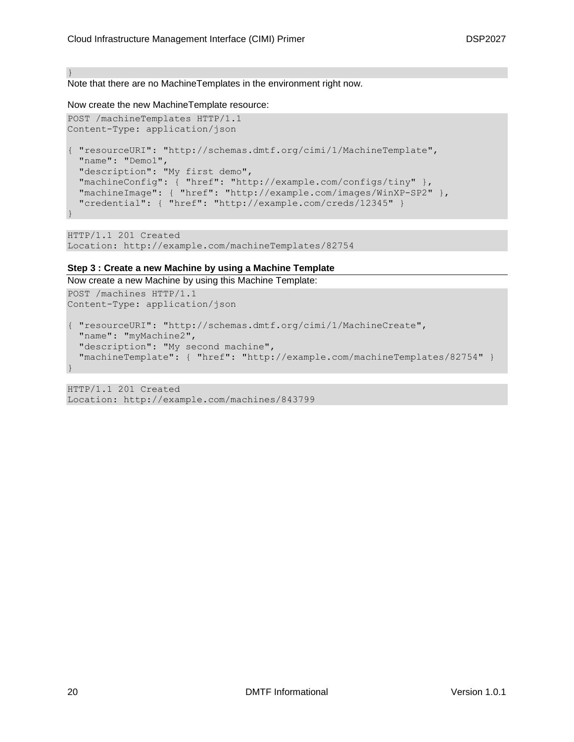```
}
```

Note that there are no MachineTemplates in the environment right now.

Now create the new MachineTemplate resource:

```
POST /machineTemplates HTTP/1.1
Content-Type: application/json

{ "resourceURI": "http://schemas.dmtf.org/cimi/1/MachineTemplate",
  "name": "Demo1",
  "description": "My first demo",
  "machineConfig": { "href": "http://example.com/configs/tiny" },
  "machineImage": { "href": "http://example.com/images/WinXP-SP2" },
  "credential": { "href": "http://example.com/creds/12345" }
}
```

```
HTTP/1.1 201 Created
Location: http://example.com/machineTemplates/82754
```

#### Step 3 : Create a new Machine by using a Machine Template

Now create a new Machine by using this Machine Template:

```
POST /machines HTTP/1.1
Content-Type: application/json

{ "resourceURI": "http://schemas.dmtf.org/cimi/1/MachineCreate",
  "name": "myMachine2",
  "description": "My second machine",
  "machineTemplate": { "href": "http://example.com/machineTemplates/82754" }
}
```

```
HTTP/1.1 201 Created
Location: http://example.com/machines/843799
```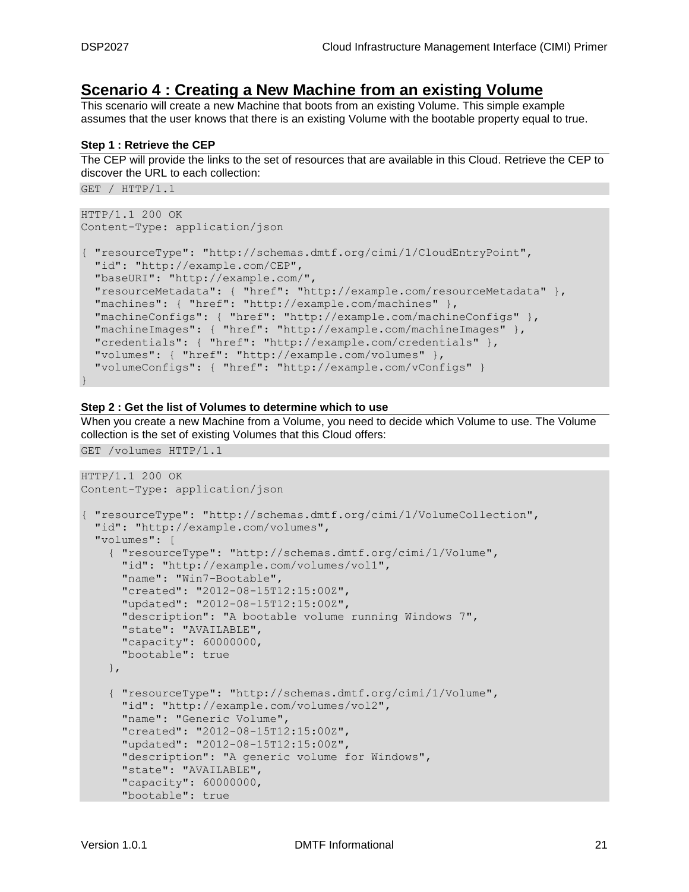## Scenario 4 : Creating a New Machine from an existing Volume

This scenario will create a new Machine that boots from an existing Volume. This simple example assumes that the user knows that there is an existing Volume with the bootable property equal to true.

### Step 1 : Retrieve the CEP

The CEP will provide the links to the set of resources that are available in this Cloud. Retrieve the CEP to discover the URL to each collection:

```
GET / HTTP/1.1
```

```
HTTP/1.1 200 OK
Content-Type: application/json

{ "resourceType": "http://schemas.dmtf.org/cimi/1/CloudEntryPoint",
  "id": "http://example.com/CEP",
  "baseURI": "http://example.com/",
  "resourceMetadata": { "href": "http://example.com/resourceMetadata" },
  "machines": { "href": "http://example.com/machines" },
  "machineConfigs": { "href": "http://example.com/machineConfigs" },
  "machineImages": { "href": "http://example.com/machineImages" },
  "credentials": { "href": "http://example.com/credentials" },
  "volumes": { "href": "http://example.com/volumes" },
  "volumeConfigs": { "href": "http://example.com/vConfigs" }
}
```

### Step 2 : Get the list of Volumes to determine which to use

When you create a new Machine from a Volume, you need to decide which Volume to use. The Volume collection is the set of existing Volumes that this Cloud offers:

```
GET /volumes HTTP/1.1
```

```
HTTP/1.1 200 OK
Content-Type: application/json

{ "resourceType": "http://schemas.dmtf.org/cimi/1/VolumeCollection",
  "id": "http://example.com/volumes",
  "volumes": [
    { "resourceType": "http://schemas.dmtf.org/cimi/1/Volume",
      "id": "http://example.com/volumes/vol1",
      "name": "Win7-Bootable",
      "created": "2012-08-15T12:15:00Z",
      "updated": "2012-08-15T12:15:00Z",
      "description": "A bootable volume running Windows 7",
      "state": "AVAILABLE",
      "capacity": 60000000,
      "bootable": true
    },

    { "resourceType": "http://schemas.dmtf.org/cimi/1/Volume",
      "id": "http://example.com/volumes/vol2",
      "name": "Generic Volume",
      "created": "2012-08-15T12:15:00Z",
      "updated": "2012-08-15T12:15:00Z",
      "description": "A generic volume for Windows",
      "state": "AVAILABLE",
      "capacity": 60000000,
      "bootable": true
```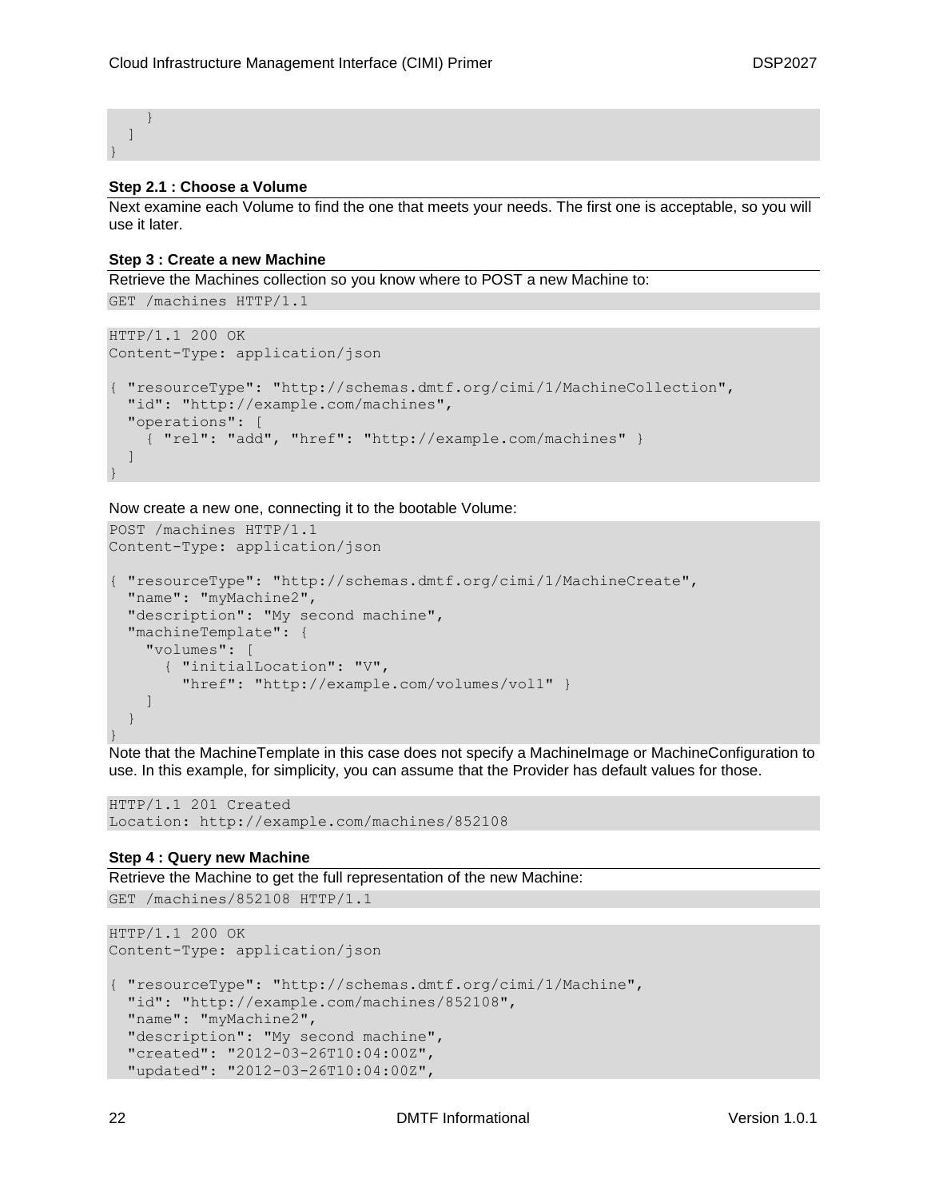```
    }
  ]
}
```

**Step 2.1 : Choose a Volume**

Next examine each Volume to find the one that meets your needs. The first one is acceptable, so you will use it later.

**Step 3 : Create a new Machine**

Retrieve the Machines collection so you know where to POST a new Machine to:

```
GET /machines HTTP/1.1
```

```
HTTP/1.1 200 OK
Content-Type: application/json

{ "resourceType": "http://schemas.dmtf.org/cimi/1/MachineCollection",
  "id": "http://example.com/machines",
  "operations": [
    { "rel": "add", "href": "http://example.com/machines" }
  ]
}
```

Now create a new one, connecting it to the bootable Volume:

```
POST /machines HTTP/1.1
Content-Type: application/json

{ "resourceType": "http://schemas.dmtf.org/cimi/1/MachineCreate",
  "name": "myMachine2",
  "description": "My second machine",
  "machineTemplate": {
    "volumes": [
      { "initialLocation": "V",
        "href": "http://example.com/volumes/vol1" }
    ]
  }
}
```

Note that the MachineTemplate in this case does not specify a MachineImage or MachineConfiguration to use. In this example, for simplicity, you can assume that the Provider has default values for those.

```
HTTP/1.1 201 Created
Location: http://example.com/machines/852108
```

**Step 4 : Query new Machine**

Retrieve the Machine to get the full representation of the new Machine:

```
GET /machines/852108 HTTP/1.1
```

```
HTTP/1.1 200 OK
Content-Type: application/json

{ "resourceType": "http://schemas.dmtf.org/cimi/1/Machine",
  "id": "http://example.com/machines/852108",
  "name": "myMachine2",
  "description": "My second machine",
  "created": "2012-03-26T10:04:00Z",
  "updated": "2012-03-26T10:04:00Z",
```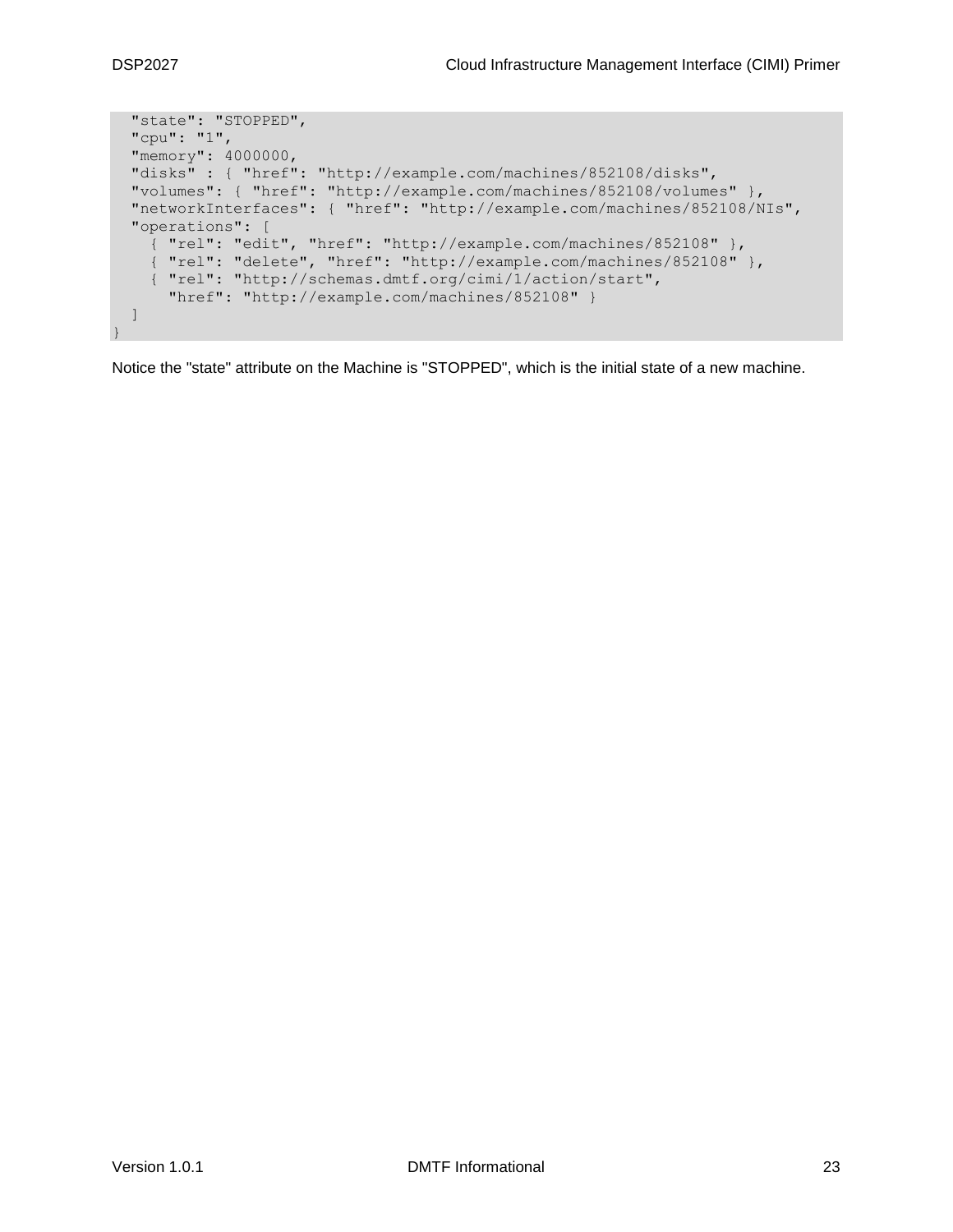```
  "state": "STOPPED",
  "cpu": "1",
  "memory": 4000000,
  "disks" : { "href": "http://example.com/machines/852108/disks",
  "volumes": { "href": "http://example.com/machines/852108/volumes" },
  "networkInterfaces": { "href": "http://example.com/machines/852108/NIs",
  "operations": [
    { "rel": "edit", "href": "http://example.com/machines/852108" },
    { "rel": "delete", "href": "http://example.com/machines/852108" },
    { "rel": "http://schemas.dmtf.org/cimi/1/action/start",
      "href": "http://example.com/machines/852108" }
  ]
}
```

Notice the "state" attribute on the Machine is "STOPPED", which is the initial state of a new machine.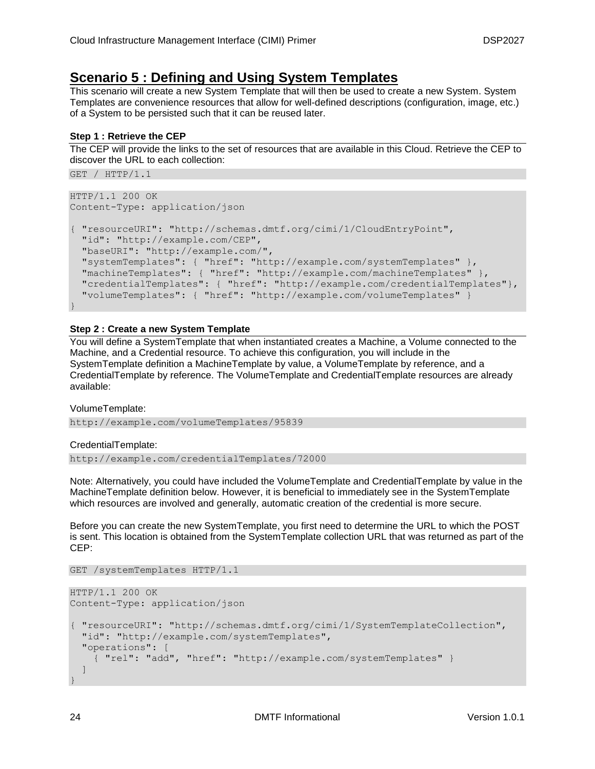# Scenario 5 : Defining and Using System Templates

This scenario will create a new System Template that will then be used to create a new System. System Templates are convenience resources that allow for well-defined descriptions (configuration, image, etc.) of a System to be persisted such that it can be reused later.

### Step 1 : Retrieve the CEP

The CEP will provide the links to the set of resources that are available in this Cloud. Retrieve the CEP to discover the URL to each collection:

```
GET / HTTP/1.1
```

```
HTTP/1.1 200 OK
Content-Type: application/json

{ "resourceURI": "http://schemas.dmtf.org/cimi/1/CloudEntryPoint",
  "id": "http://example.com/CEP",
  "baseURI": "http://example.com/",
  "systemTemplates": { "href": "http://example.com/systemTemplates" },
  "machineTemplates": { "href": "http://example.com/machineTemplates" },
  "credentialTemplates": { "href": "http://example.com/credentialTemplates"},
  "volumeTemplates": { "href": "http://example.com/volumeTemplates" }
}
```

### Step 2 : Create a new System Template

You will define a SystemTemplate that when instantiated creates a Machine, a Volume connected to the Machine, and a Credential resource. To achieve this configuration, you will include in the SystemTemplate definition a MachineTemplate by value, a VolumeTemplate by reference, and a CredentialTemplate by reference. The VolumeTemplate and CredentialTemplate resources are already available:

VolumeTemplate:

```
http://example.com/volumeTemplates/95839
```

CredentialTemplate:

```
http://example.com/credentialTemplates/72000
```

Note: Alternatively, you could have included the VolumeTemplate and CredentialTemplate by value in the MachineTemplate definition below. However, it is beneficial to immediately see in the SystemTemplate which resources are involved and generally, automatic creation of the credential is more secure.

Before you can create the new SystemTemplate, you first need to determine the URL to which the POST is sent. This location is obtained from the SystemTemplate collection URL that was returned as part of the CEP:

```
GET /systemTemplates HTTP/1.1
```

```
HTTP/1.1 200 OK
Content-Type: application/json

{ "resourceURI": "http://schemas.dmtf.org/cimi/1/SystemTemplateCollection",
  "id": "http://example.com/systemTemplates",
  "operations": [
    { "rel": "add", "href": "http://example.com/systemTemplates" }
  ]
}
```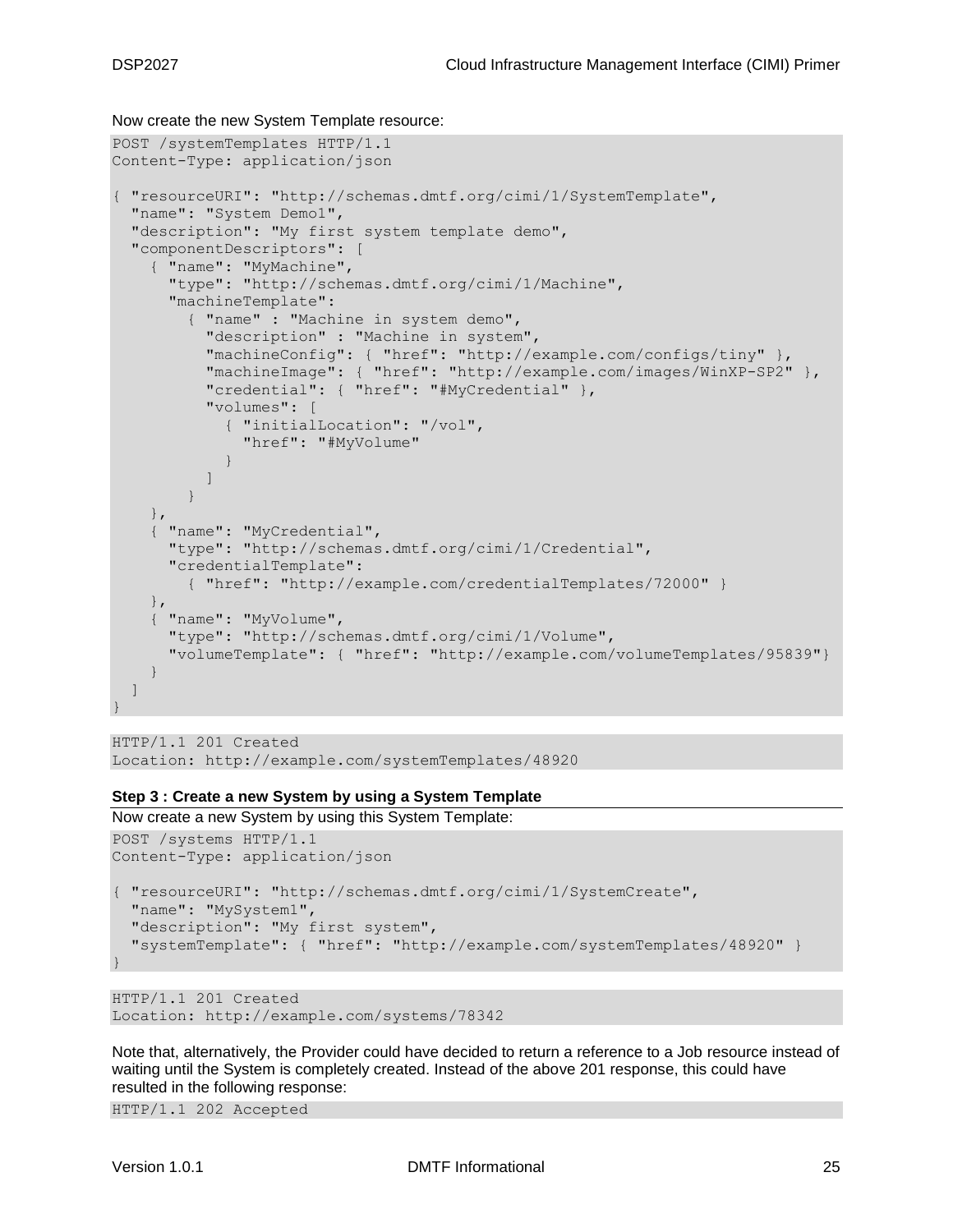Now create the new System Template resource:

```
POST /systemTemplates HTTP/1.1
Content-Type: application/json

{ "resourceURI": "http://schemas.dmtf.org/cimi/1/SystemTemplate",
  "name": "System Demo1",
  "description": "My first system template demo",
  "componentDescriptors": [
    { "name": "MyMachine",
      "type": "http://schemas.dmtf.org/cimi/1/Machine",
      "machineTemplate":
        { "name" : "Machine in system demo",
          "description" : "Machine in system",
          "machineConfig": { "href": "http://example.com/configs/tiny" },
          "machineImage": { "href": "http://example.com/images/WinXP-SP2" },
          "credential": { "href": "#MyCredential" },
          "volumes": [
            { "initialLocation": "/vol",
              "href": "#MyVolume"
            }
          ]
        }
    },
    { "name": "MyCredential",
      "type": "http://schemas.dmtf.org/cimi/1/Credential",
      "credentialTemplate":
        { "href": "http://example.com/credentialTemplates/72000" }
    },
    { "name": "MyVolume",
      "type": "http://schemas.dmtf.org/cimi/1/Volume",
      "volumeTemplate": { "href": "http://example.com/volumeTemplates/95839"}
    }
  ]
}
```

```
HTTP/1.1 201 Created
Location: http://example.com/systemTemplates/48920
```

**Step 3 : Create a new System by using a System Template**

Now create a new System by using this System Template:

```
POST /systems HTTP/1.1
Content-Type: application/json

{ "resourceURI": "http://schemas.dmtf.org/cimi/1/SystemCreate",
  "name": "MySystem1",
  "description": "My first system",
  "systemTemplate": { "href": "http://example.com/systemTemplates/48920" }
}
```

```
HTTP/1.1 201 Created
Location: http://example.com/systems/78342
```

Note that, alternatively, the Provider could have decided to return a reference to a Job resource instead of waiting until the System is completely created. Instead of the above 201 response, this could have resulted in the following response:

```
HTTP/1.1 202 Accepted
```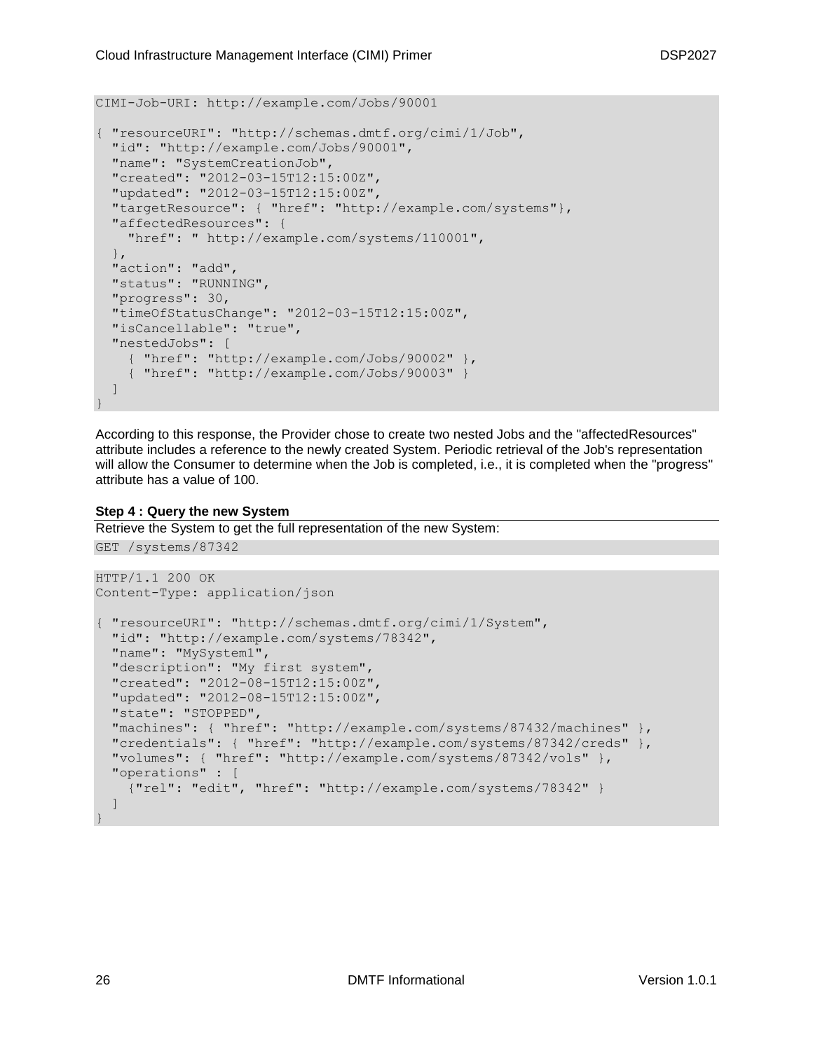```
CIMI-Job-URI: http://example.com/Jobs/90001

{ "resourceURI": "http://schemas.dmtf.org/cimi/1/Job",
  "id": "http://example.com/Jobs/90001",
  "name": "SystemCreationJob",
  "created": "2012-03-15T12:15:00Z",
  "updated": "2012-03-15T12:15:00Z",
  "targetResource": { "href": "http://example.com/systems"},
  "affectedResources": {
    "href": " http://example.com/systems/110001",
  },
  "action": "add",
  "status": "RUNNING",
  "progress": 30,
  "timeOfStatusChange": "2012-03-15T12:15:00Z",
  "isCancellable": "true",
  "nestedJobs": [
    { "href": "http://example.com/Jobs/90002" },
    { "href": "http://example.com/Jobs/90003" }
  ]
}
```

According to this response, the Provider chose to create two nested Jobs and the "affectedResources" attribute includes a reference to the newly created System. Periodic retrieval of the Job's representation will allow the Consumer to determine when the Job is completed, i.e., it is completed when the "progress" attribute has a value of 100.

**Step 4 : Query the new System**

Retrieve the System to get the full representation of the new System:

```
GET /systems/87342
```

```
HTTP/1.1 200 OK
Content-Type: application/json

{ "resourceURI": "http://schemas.dmtf.org/cimi/1/System",
  "id": "http://example.com/systems/78342",
  "name": "MySystem1",
  "description": "My first system",
  "created": "2012-08-15T12:15:00Z",
  "updated": "2012-08-15T12:15:00Z",
  "state": "STOPPED",
  "machines": { "href": "http://example.com/systems/87432/machines" },
  "credentials": { "href": "http://example.com/systems/87342/creds" },
  "volumes": { "href": "http://example.com/systems/87342/vols" },
  "operations" : [
    {"rel": "edit", "href": "http://example.com/systems/78342" }
  ]
}
```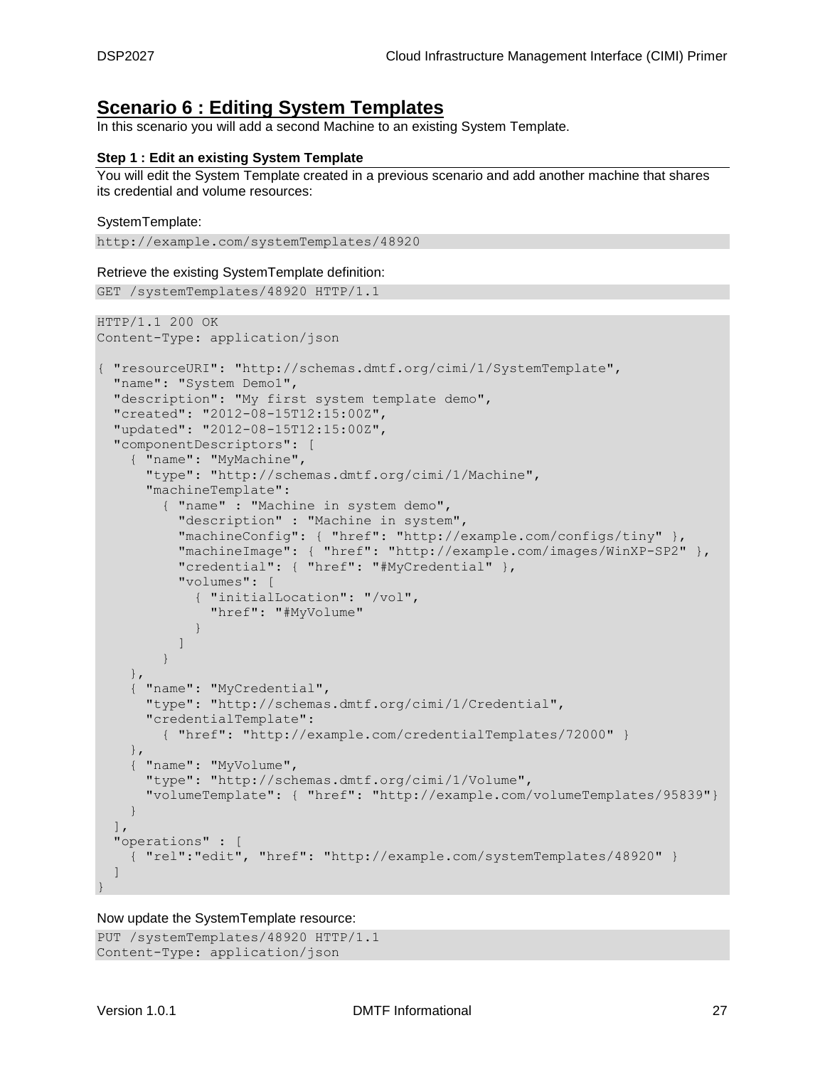## Scenario 6 : Editing System Templates

In this scenario you will add a second Machine to an existing System Template.

### Step 1 : Edit an existing System Template

You will edit the System Template created in a previous scenario and add another machine that shares its credential and volume resources:

SystemTemplate:

```
http://example.com/systemTemplates/48920
```

Retrieve the existing SystemTemplate definition:

```
GET /systemTemplates/48920 HTTP/1.1
```

```
HTTP/1.1 200 OK
Content-Type: application/json

{ "resourceURI": "http://schemas.dmtf.org/cimi/1/SystemTemplate",
  "name": "System Demo1",
  "description": "My first system template demo",
  "created": "2012-08-15T12:15:00Z",
  "updated": "2012-08-15T12:15:00Z",
  "componentDescriptors": [
    { "name": "MyMachine",
      "type": "http://schemas.dmtf.org/cimi/1/Machine",
      "machineTemplate":
        { "name" : "Machine in system demo",
          "description" : "Machine in system",
          "machineConfig": { "href": "http://example.com/configs/tiny" },
          "machineImage": { "href": "http://example.com/images/WinXP-SP2" },
          "credential": { "href": "#MyCredential" },
          "volumes": [
            { "initialLocation": "/vol",
              "href": "#MyVolume"
            }
          ]
        }
    },
    { "name": "MyCredential",
      "type": "http://schemas.dmtf.org/cimi/1/Credential",
      "credentialTemplate":
        { "href": "http://example.com/credentialTemplates/72000" }
    },
    { "name": "MyVolume",
      "type": "http://schemas.dmtf.org/cimi/1/Volume",
      "volumeTemplate": { "href": "http://example.com/volumeTemplates/95839"}
    }
  ],
  "operations" : [
    { "rel":"edit", "href": "http://example.com/systemTemplates/48920" }
  ]
}
```

Now update the SystemTemplate resource:

```
PUT /systemTemplates/48920 HTTP/1.1
Content-Type: application/json
```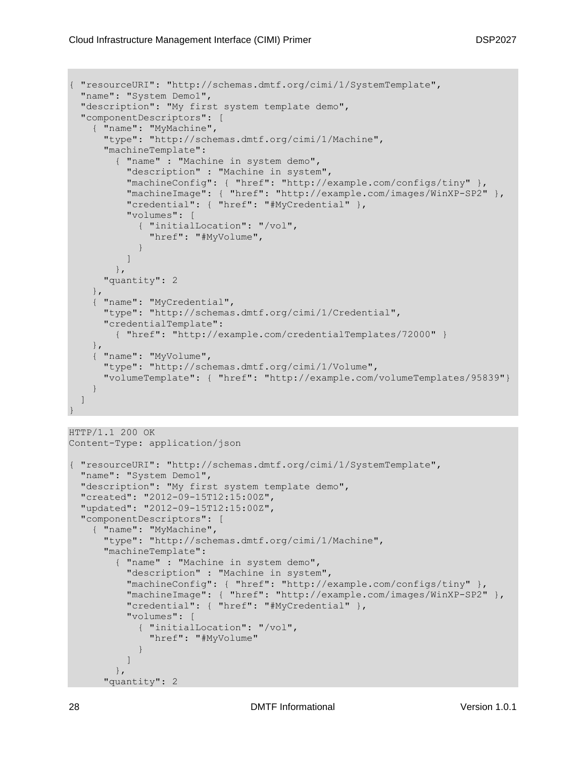```
{ "resourceURI": "http://schemas.dmtf.org/cimi/1/SystemTemplate",
  "name": "System Demo1",
  "description": "My first system template demo",
  "componentDescriptors": [
    { "name": "MyMachine",
      "type": "http://schemas.dmtf.org/cimi/1/Machine",
      "machineTemplate":
        { "name" : "Machine in system demo",
          "description" : "Machine in system",
          "machineConfig": { "href": "http://example.com/configs/tiny" },
          "machineImage": { "href": "http://example.com/images/WinXP-SP2" },
          "credential": { "href": "#MyCredential" },
          "volumes": [
            { "initialLocation": "/vol",
              "href": "#MyVolume",
            }
          ]
        },
      "quantity": 2
    },
    { "name": "MyCredential",
      "type": "http://schemas.dmtf.org/cimi/1/Credential",
      "credentialTemplate":
        { "href": "http://example.com/credentialTemplates/72000" }
    },
    { "name": "MyVolume",
      "type": "http://schemas.dmtf.org/cimi/1/Volume",
      "volumeTemplate": { "href": "http://example.com/volumeTemplates/95839"}
    }
  ]
}
```

```
HTTP/1.1 200 OK
Content-Type: application/json

{ "resourceURI": "http://schemas.dmtf.org/cimi/1/SystemTemplate",
  "name": "System Demo1",
  "description": "My first system template demo",
  "created": "2012-09-15T12:15:00Z",
  "updated": "2012-09-15T12:15:00Z",
  "componentDescriptors": [
    { "name": "MyMachine",
      "type": "http://schemas.dmtf.org/cimi/1/Machine",
      "machineTemplate":
        { "name" : "Machine in system demo",
          "description" : "Machine in system",
          "machineConfig": { "href": "http://example.com/configs/tiny" },
          "machineImage": { "href": "http://example.com/images/WinXP-SP2" },
          "credential": { "href": "#MyCredential" },
          "volumes": [
            { "initialLocation": "/vol",
              "href": "#MyVolume"
            }
          ]
        },
      "quantity": 2
```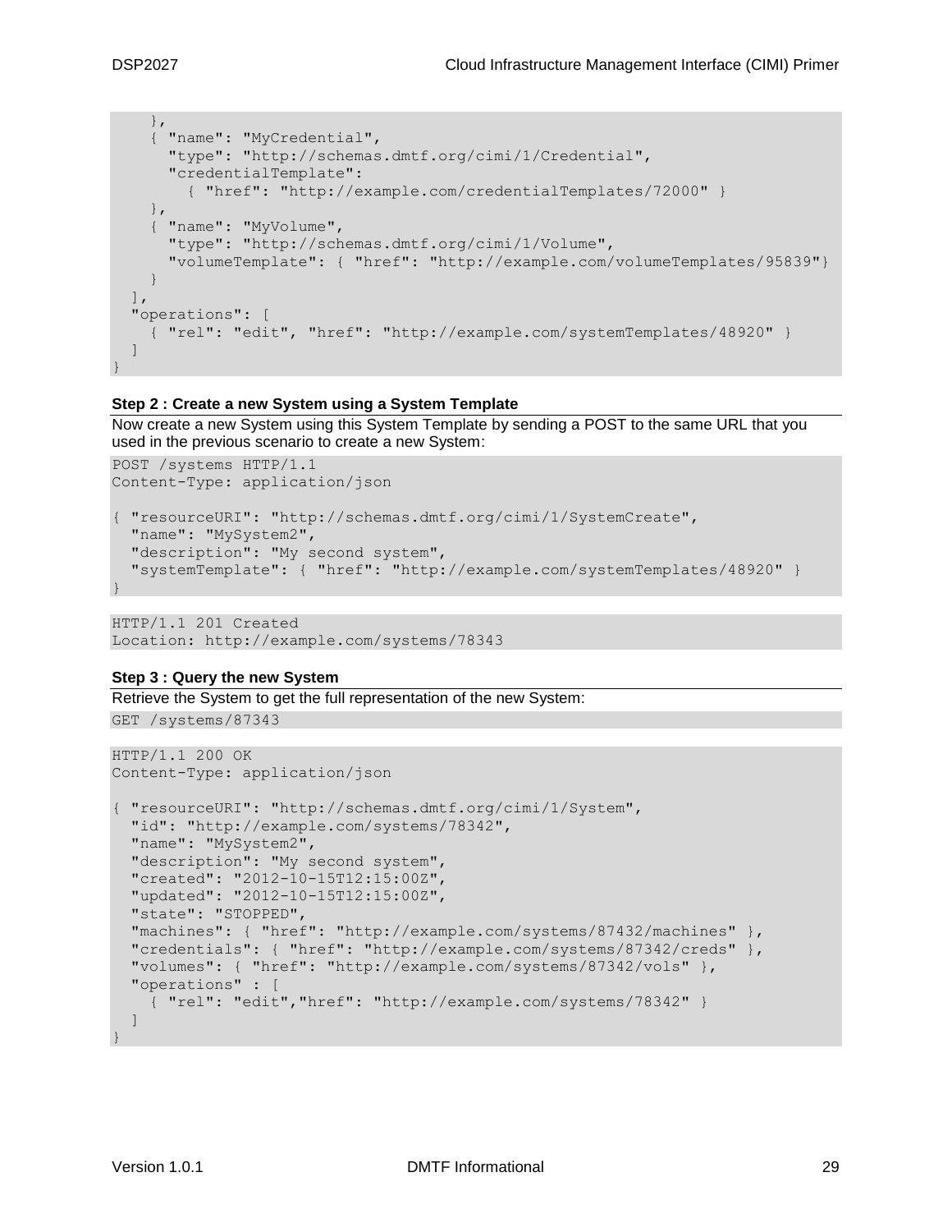```
    },
    { "name": "MyCredential",
      "type": "http://schemas.dmtf.org/cimi/1/Credential",
      "credentialTemplate":
        { "href": "http://example.com/credentialTemplates/72000" }
    },
    { "name": "MyVolume",
      "type": "http://schemas.dmtf.org/cimi/1/Volume",
      "volumeTemplate": { "href": "http://example.com/volumeTemplates/95839"}
    }
  ],
  "operations": [
    { "rel": "edit", "href": "http://example.com/systemTemplates/48920" }
  ]
}
```

**Step 2 : Create a new System using a System Template**

Now create a new System using this System Template by sending a POST to the same URL that you used in the previous scenario to create a new System:

```
POST /systems HTTP/1.1
Content-Type: application/json

{ "resourceURI": "http://schemas.dmtf.org/cimi/1/SystemCreate",
  "name": "MySystem2",
  "description": "My second system",
  "systemTemplate": { "href": "http://example.com/systemTemplates/48920" }
}
```

```
HTTP/1.1 201 Created
Location: http://example.com/systems/78343
```

**Step 3 : Query the new System**

Retrieve the System to get the full representation of the new System:

```
GET /systems/87343
```

```
HTTP/1.1 200 OK
Content-Type: application/json

{ "resourceURI": "http://schemas.dmtf.org/cimi/1/System",
  "id": "http://example.com/systems/78342",
  "name": "MySystem2",
  "description": "My second system",
  "created": "2012-10-15T12:15:00Z",
  "updated": "2012-10-15T12:15:00Z",
  "state": "STOPPED",
  "machines": { "href": "http://example.com/systems/87432/machines" },
  "credentials": { "href": "http://example.com/systems/87342/creds" },
  "volumes": { "href": "http://example.com/systems/87342/vols" },
  "operations" : [
    { "rel": "edit","href": "http://example.com/systems/78342" }
  ]
}
```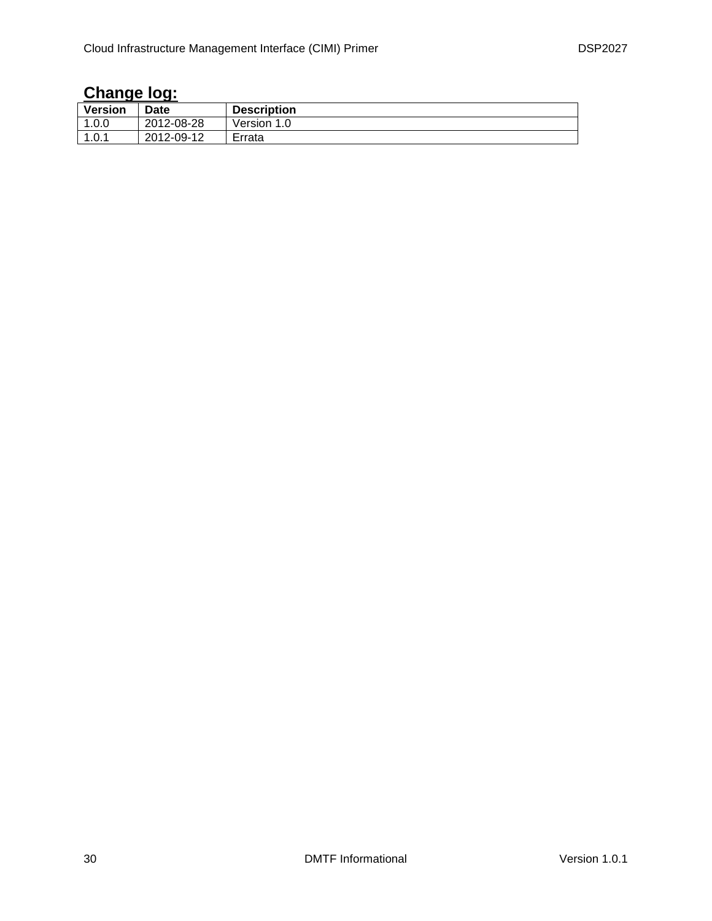## Change log:

| Version | Date | Description |
| --- | --- | --- |
| 1.0.0 | 2012-08-28 | Version 1.0 |
| 1.0.1 | 2012-09-12 | Errata |